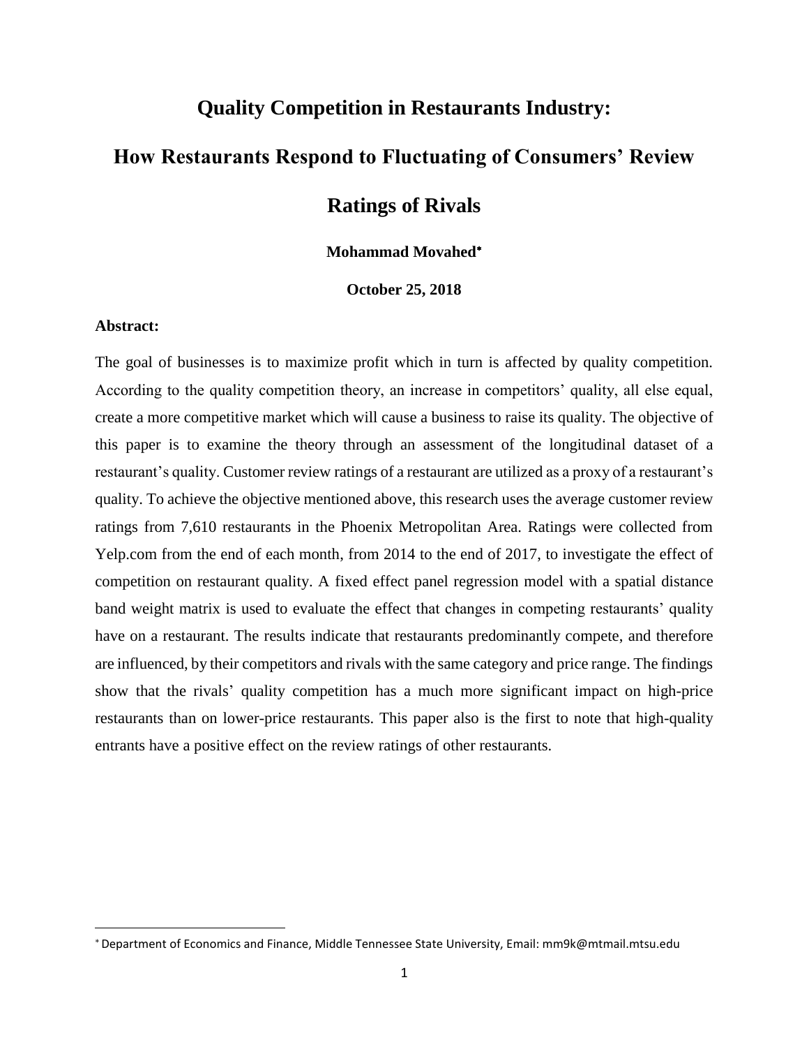# Quality Competition in Restaurants Industry: How Restaurants Respond to Fluctuating of Consumers' Review Ratings of Rivals

**Mohammad Movahed**[*]

**October 25, 2018**

**Abstract:**

The goal of businesses is to maximize profit which in turn is affected by quality competition. According to the quality competition theory, an increase in competitors' quality, all else equal, create a more competitive market which will cause a business to raise its quality. The objective of this paper is to examine the theory through an assessment of the longitudinal dataset of a restaurant's quality. Customer review ratings of a restaurant are utilized as a proxy of a restaurant's quality. To achieve the objective mentioned above, this research uses the average customer review ratings from 7,610 restaurants in the Phoenix Metropolitan Area. Ratings were collected from Yelp.com from the end of each month, from 2014 to the end of 2017, to investigate the effect of competition on restaurant quality. A fixed effect panel regression model with a spatial distance band weight matrix is used to evaluate the effect that changes in competing restaurants' quality have on a restaurant. The results indicate that restaurants predominantly compete, and therefore are influenced, by their competitors and rivals with the same category and price range. The findings show that the rivals' quality competition has a much more significant impact on high-price restaurants than on lower-price restaurants. This paper also is the first to note that high-quality entrants have a positive effect on the review ratings of other restaurants.

---

[*] Department of Economics and Finance, Middle Tennessee State University, Email: mm9k@mtmail.mtsu.edu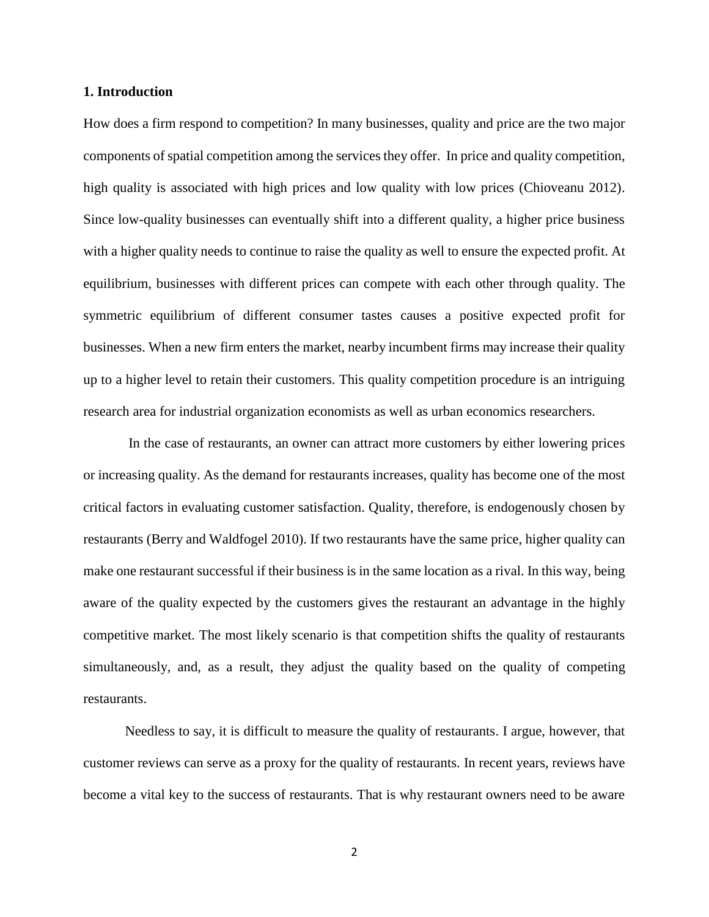### 1. Introduction

How does a firm respond to competition? In many businesses, quality and price are the two major components of spatial competition among the services they offer. In price and quality competition, high quality is associated with high prices and low quality with low prices (Chioveanu 2012). Since low-quality businesses can eventually shift into a different quality, a higher price business with a higher quality needs to continue to raise the quality as well to ensure the expected profit. At equilibrium, businesses with different prices can compete with each other through quality. The symmetric equilibrium of different consumer tastes causes a positive expected profit for businesses. When a new firm enters the market, nearby incumbent firms may increase their quality up to a higher level to retain their customers. This quality competition procedure is an intriguing research area for industrial organization economists as well as urban economics researchers.

In the case of restaurants, an owner can attract more customers by either lowering prices or increasing quality. As the demand for restaurants increases, quality has become one of the most critical factors in evaluating customer satisfaction. Quality, therefore, is endogenously chosen by restaurants (Berry and Waldfogel 2010). If two restaurants have the same price, higher quality can make one restaurant successful if their business is in the same location as a rival. In this way, being aware of the quality expected by the customers gives the restaurant an advantage in the highly competitive market. The most likely scenario is that competition shifts the quality of restaurants simultaneously, and, as a result, they adjust the quality based on the quality of competing restaurants.

Needless to say, it is difficult to measure the quality of restaurants. I argue, however, that customer reviews can serve as a proxy for the quality of restaurants. In recent years, reviews have become a vital key to the success of restaurants. That is why restaurant owners need to be aware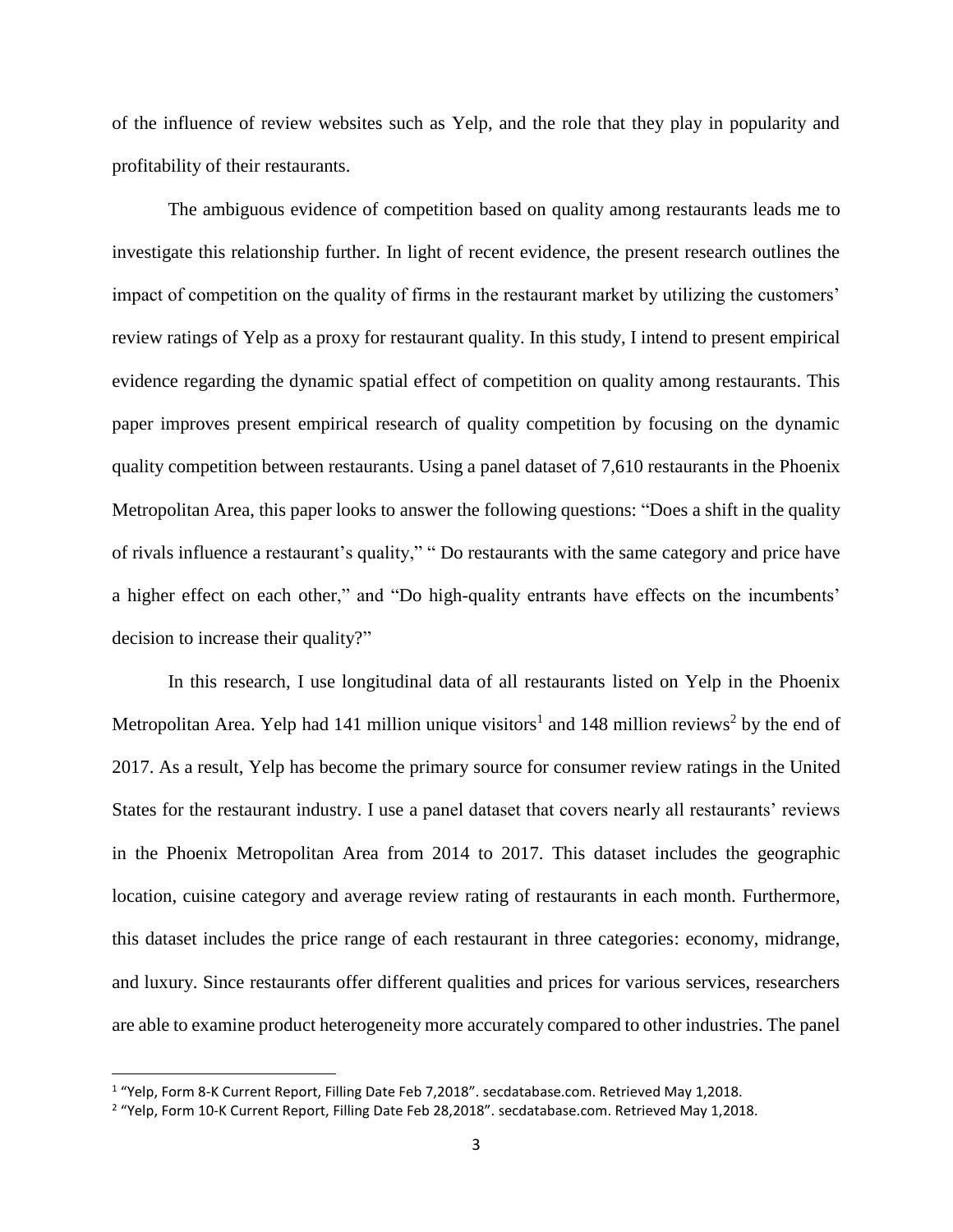of the influence of review websites such as Yelp, and the role that they play in popularity and profitability of their restaurants.

The ambiguous evidence of competition based on quality among restaurants leads me to investigate this relationship further. In light of recent evidence, the present research outlines the impact of competition on the quality of firms in the restaurant market by utilizing the customers' review ratings of Yelp as a proxy for restaurant quality. In this study, I intend to present empirical evidence regarding the dynamic spatial effect of competition on quality among restaurants. This paper improves present empirical research of quality competition by focusing on the dynamic quality competition between restaurants. Using a panel dataset of 7,610 restaurants in the Phoenix Metropolitan Area, this paper looks to answer the following questions: "Does a shift in the quality of rivals influence a restaurant's quality," " Do restaurants with the same category and price have a higher effect on each other," and "Do high-quality entrants have effects on the incumbents' decision to increase their quality?"

In this research, I use longitudinal data of all restaurants listed on Yelp in the Phoenix Metropolitan Area. Yelp had 141 million unique visitors[1] and 148 million reviews[2] by the end of 2017. As a result, Yelp has become the primary source for consumer review ratings in the United States for the restaurant industry. I use a panel dataset that covers nearly all restaurants' reviews in the Phoenix Metropolitan Area from 2014 to 2017. This dataset includes the geographic location, cuisine category and average review rating of restaurants in each month. Furthermore, this dataset includes the price range of each restaurant in three categories: economy, midrange, and luxury. Since restaurants offer different qualities and prices for various services, researchers are able to examine product heterogeneity more accurately compared to other industries. The panel

---

[1] "Yelp, Form 8-K Current Report, Filling Date Feb 7,2018". secdatabase.com. Retrieved May 1,2018.

[2] "Yelp, Form 10-K Current Report, Filling Date Feb 28,2018". secdatabase.com. Retrieved May 1,2018.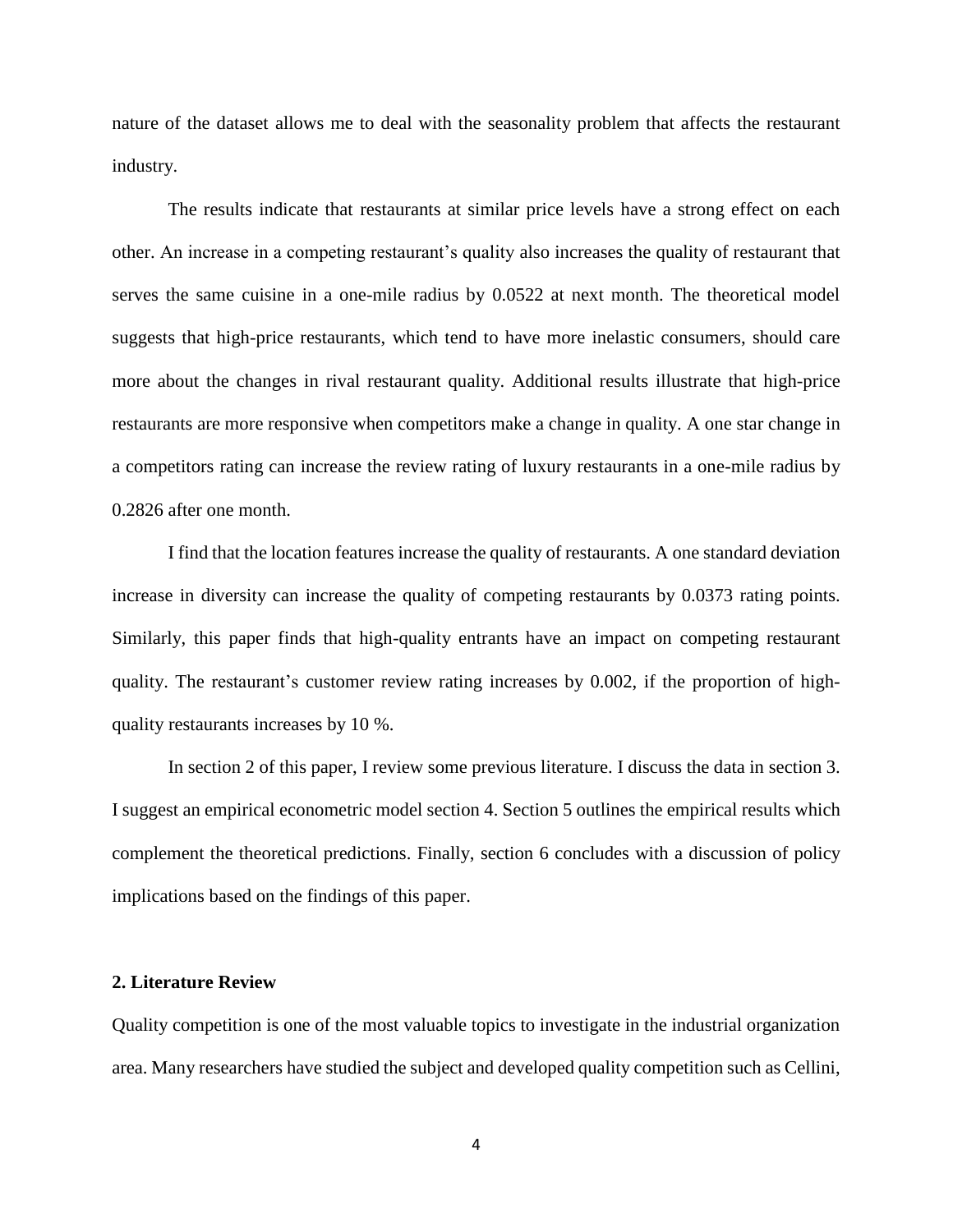nature of the dataset allows me to deal with the seasonality problem that affects the restaurant industry.

The results indicate that restaurants at similar price levels have a strong effect on each other. An increase in a competing restaurant's quality also increases the quality of restaurant that serves the same cuisine in a one-mile radius by 0.0522 at next month. The theoretical model suggests that high-price restaurants, which tend to have more inelastic consumers, should care more about the changes in rival restaurant quality. Additional results illustrate that high-price restaurants are more responsive when competitors make a change in quality. A one star change in a competitors rating can increase the review rating of luxury restaurants in a one-mile radius by 0.2826 after one month.

I find that the location features increase the quality of restaurants. A one standard deviation increase in diversity can increase the quality of competing restaurants by 0.0373 rating points. Similarly, this paper finds that high-quality entrants have an impact on competing restaurant quality. The restaurant's customer review rating increases by 0.002, if the proportion of high-quality restaurants increases by 10 %.

In section 2 of this paper, I review some previous literature. I discuss the data in section 3. I suggest an empirical econometric model section 4. Section 5 outlines the empirical results which complement the theoretical predictions. Finally, section 6 concludes with a discussion of policy implications based on the findings of this paper.

## 2. Literature Review

Quality competition is one of the most valuable topics to investigate in the industrial organization area. Many researchers have studied the subject and developed quality competition such as Cellini,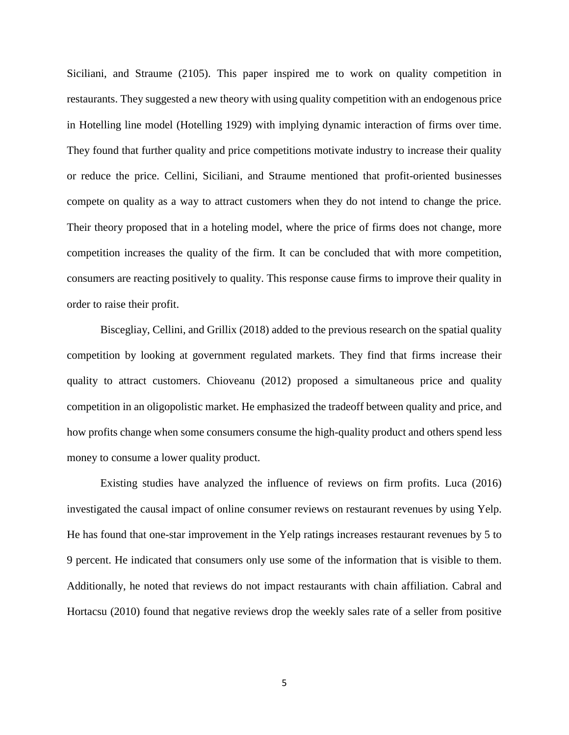Siciliani, and Straume (2105). This paper inspired me to work on quality competition in restaurants. They suggested a new theory with using quality competition with an endogenous price in Hotelling line model (Hotelling 1929) with implying dynamic interaction of firms over time. They found that further quality and price competitions motivate industry to increase their quality or reduce the price. Cellini, Siciliani, and Straume mentioned that profit-oriented businesses compete on quality as a way to attract customers when they do not intend to change the price. Their theory proposed that in a hoteling model, where the price of firms does not change, more competition increases the quality of the firm. It can be concluded that with more competition, consumers are reacting positively to quality. This response cause firms to improve their quality in order to raise their profit.

Biscegliay, Cellini, and Grillix (2018) added to the previous research on the spatial quality competition by looking at government regulated markets. They find that firms increase their quality to attract customers. Chioveanu (2012) proposed a simultaneous price and quality competition in an oligopolistic market. He emphasized the tradeoff between quality and price, and how profits change when some consumers consume the high-quality product and others spend less money to consume a lower quality product.

Existing studies have analyzed the influence of reviews on firm profits. Luca (2016) investigated the causal impact of online consumer reviews on restaurant revenues by using Yelp. He has found that one-star improvement in the Yelp ratings increases restaurant revenues by 5 to 9 percent. He indicated that consumers only use some of the information that is visible to them. Additionally, he noted that reviews do not impact restaurants with chain affiliation. Cabral and Hortacsu (2010) found that negative reviews drop the weekly sales rate of a seller from positive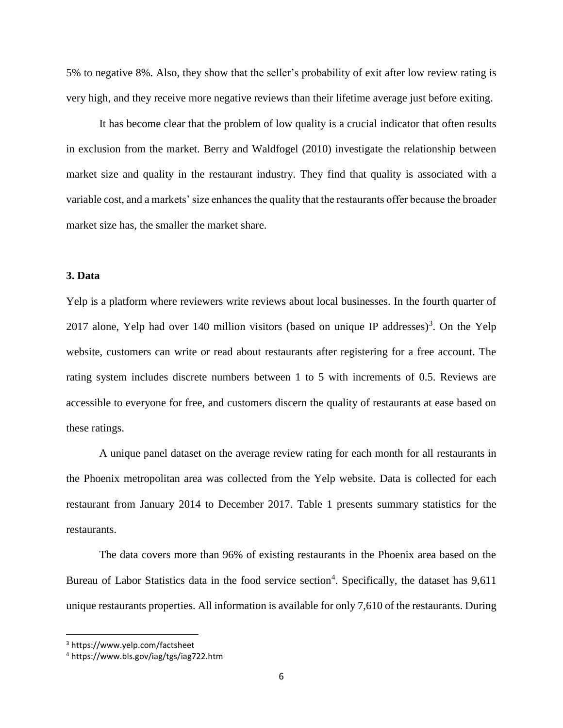5% to negative 8%. Also, they show that the seller's probability of exit after low review rating is very high, and they receive more negative reviews than their lifetime average just before exiting.

It has become clear that the problem of low quality is a crucial indicator that often results in exclusion from the market. Berry and Waldfogel (2010) investigate the relationship between market size and quality in the restaurant industry. They find that quality is associated with a variable cost, and a markets' size enhances the quality that the restaurants offer because the broader market size has, the smaller the market share.

### 3. Data

Yelp is a platform where reviewers write reviews about local businesses. In the fourth quarter of 2017 alone, Yelp had over 140 million visitors (based on unique IP addresses)[3]. On the Yelp website, customers can write or read about restaurants after registering for a free account. The rating system includes discrete numbers between 1 to 5 with increments of 0.5. Reviews are accessible to everyone for free, and customers discern the quality of restaurants at ease based on these ratings.

A unique panel dataset on the average review rating for each month for all restaurants in the Phoenix metropolitan area was collected from the Yelp website. Data is collected for each restaurant from January 2014 to December 2017. Table 1 presents summary statistics for the restaurants.

The data covers more than 96% of existing restaurants in the Phoenix area based on the Bureau of Labor Statistics data in the food service section[4]. Specifically, the dataset has 9,611 unique restaurants properties. All information is available for only 7,610 of the restaurants. During

[3] https://www.yelp.com/factsheet

[4] https://www.bls.gov/iag/tgs/iag722.htm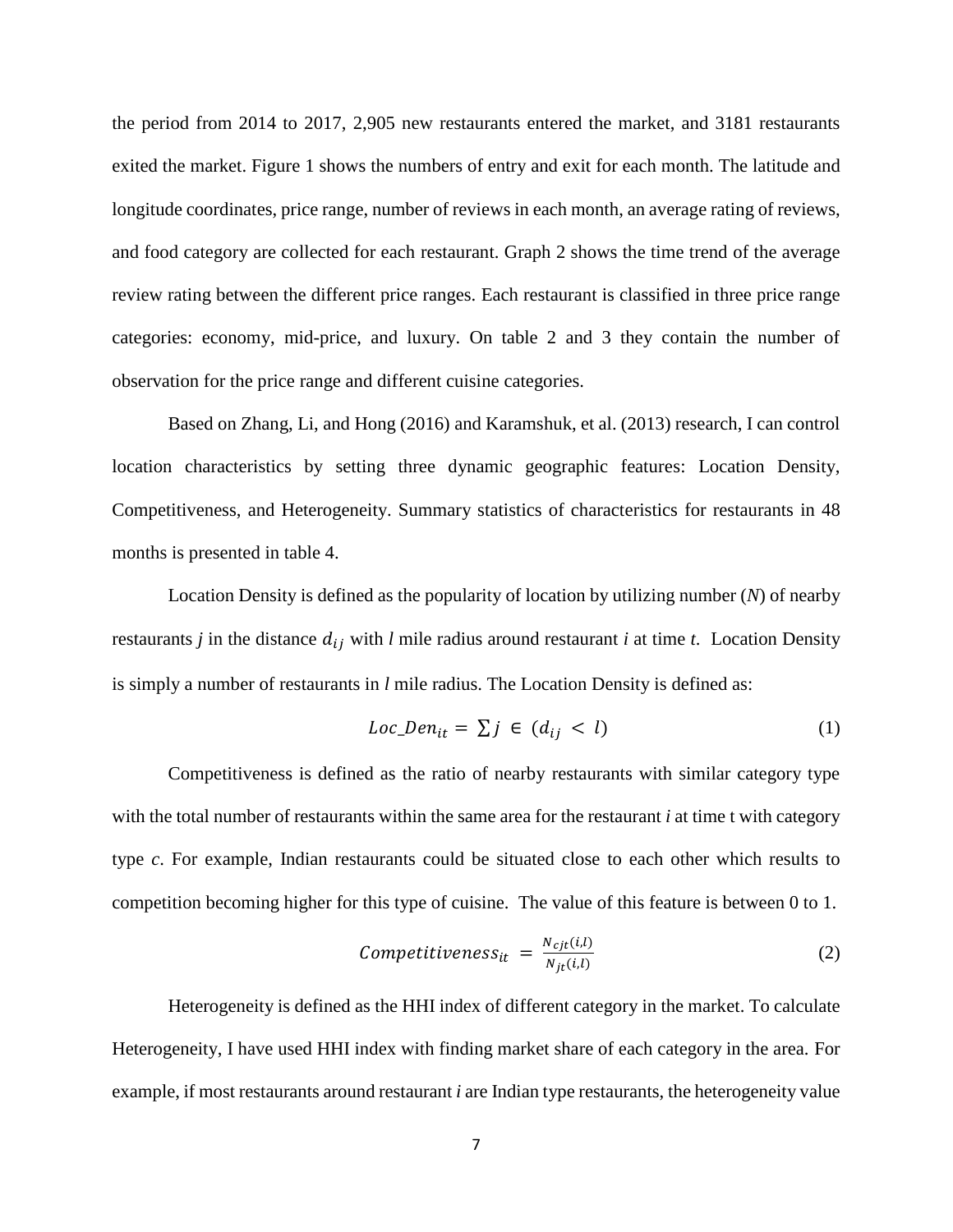the period from 2014 to 2017, 2,905 new restaurants entered the market, and 3181 restaurants exited the market. Figure 1 shows the numbers of entry and exit for each month. The latitude and longitude coordinates, price range, number of reviews in each month, an average rating of reviews, and food category are collected for each restaurant. Graph 2 shows the time trend of the average review rating between the different price ranges. Each restaurant is classified in three price range categories: economy, mid-price, and luxury. On table 2 and 3 they contain the number of observation for the price range and different cuisine categories.

Based on Zhang, Li, and Hong (2016) and Karamshuk, et al. (2013) research, I can control location characteristics by setting three dynamic geographic features: Location Density, Competitiveness, and Heterogeneity. Summary statistics of characteristics for restaurants in 48 months is presented in table 4.

Location Density is defined as the popularity of location by utilizing number (*N*) of nearby restaurants *j* in the distance $d_{ij}$ with *l* mile radius around restaurant *i* at time *t*. Location Density is simply a number of restaurants in *l* mile radius. The Location Density is defined as:

$$Loc\_Den_{it} = \sum j \in (d_{ij} < l) \tag{1}$$

Competitiveness is defined as the ratio of nearby restaurants with similar category type with the total number of restaurants within the same area for the restaurant *i* at time t with category type *c*. For example, Indian restaurants could be situated close to each other which results to competition becoming higher for this type of cuisine. The value of this feature is between 0 to 1.

$$Competitiveness_{it} = \frac{N_{cjt}(i,l)}{N_{jt}(i,l)} \tag{2}$$

Heterogeneity is defined as the HHI index of different category in the market. To calculate Heterogeneity, I have used HHI index with finding market share of each category in the area. For example, if most restaurants around restaurant *i* are Indian type restaurants, the heterogeneity value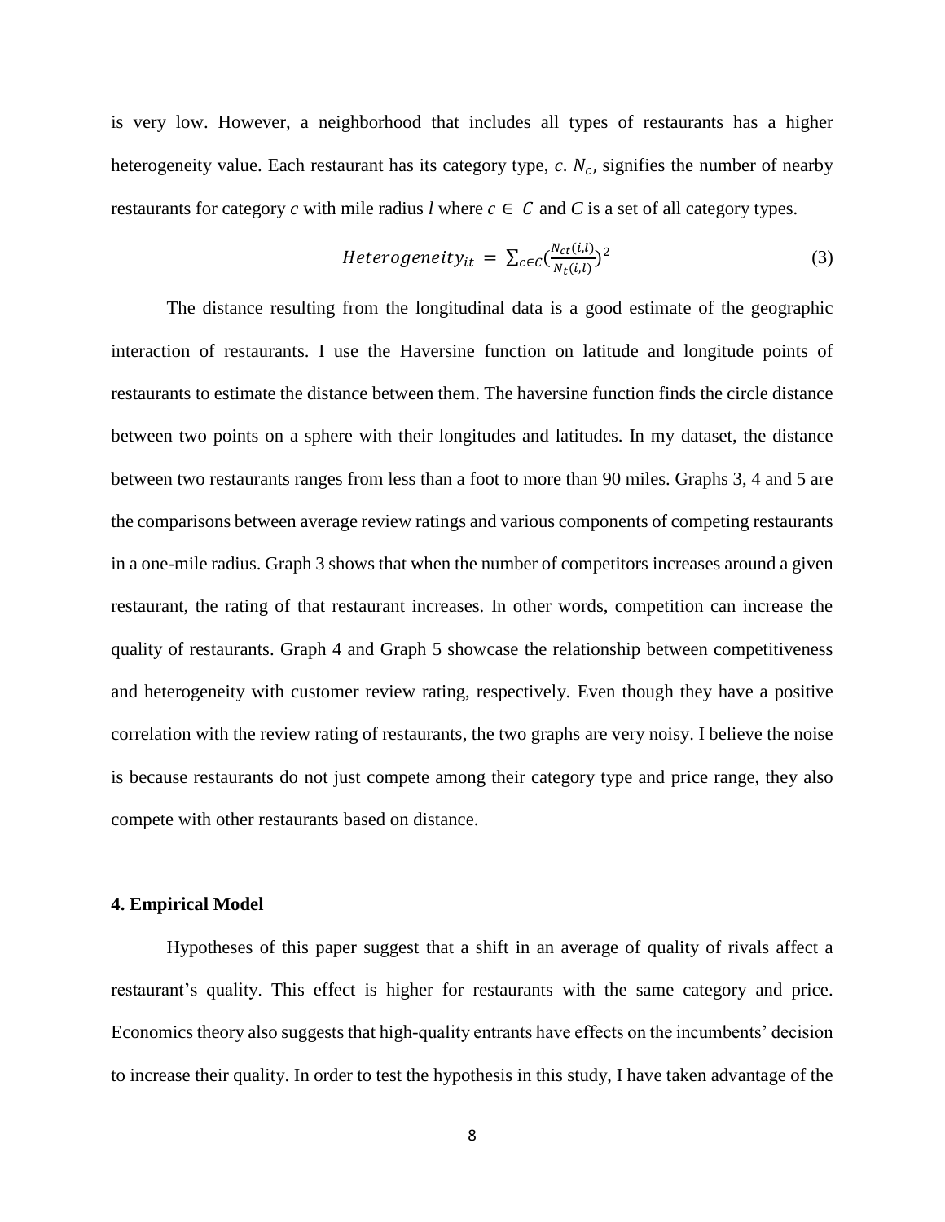is very low. However, a neighborhood that includes all types of restaurants has a higher heterogeneity value. Each restaurant has its category type, $c$. $N_c$, signifies the number of nearby restaurants for category $c$ with mile radius $l$ where $c \in C$ and $C$ is a set of all category types.

$$Heterogeneity_{it} = \sum_{c \in C} \left(\frac{N_{ct}(i,l)}{N_t(i,l)}\right)^2 \tag{3}$$

The distance resulting from the longitudinal data is a good estimate of the geographic interaction of restaurants. I use the Haversine function on latitude and longitude points of restaurants to estimate the distance between them. The haversine function finds the circle distance between two points on a sphere with their longitudes and latitudes. In my dataset, the distance between two restaurants ranges from less than a foot to more than 90 miles. Graphs 3, 4 and 5 are the comparisons between average review ratings and various components of competing restaurants in a one-mile radius. Graph 3 shows that when the number of competitors increases around a given restaurant, the rating of that restaurant increases. In other words, competition can increase the quality of restaurants. Graph 4 and Graph 5 showcase the relationship between competitiveness and heterogeneity with customer review rating, respectively. Even though they have a positive correlation with the review rating of restaurants, the two graphs are very noisy. I believe the noise is because restaurants do not just compete among their category type and price range, they also compete with other restaurants based on distance.

## 4. Empirical Model

Hypotheses of this paper suggest that a shift in an average of quality of rivals affect a restaurant's quality. This effect is higher for restaurants with the same category and price. Economics theory also suggests that high-quality entrants have effects on the incumbents' decision to increase their quality. In order to test the hypothesis in this study, I have taken advantage of the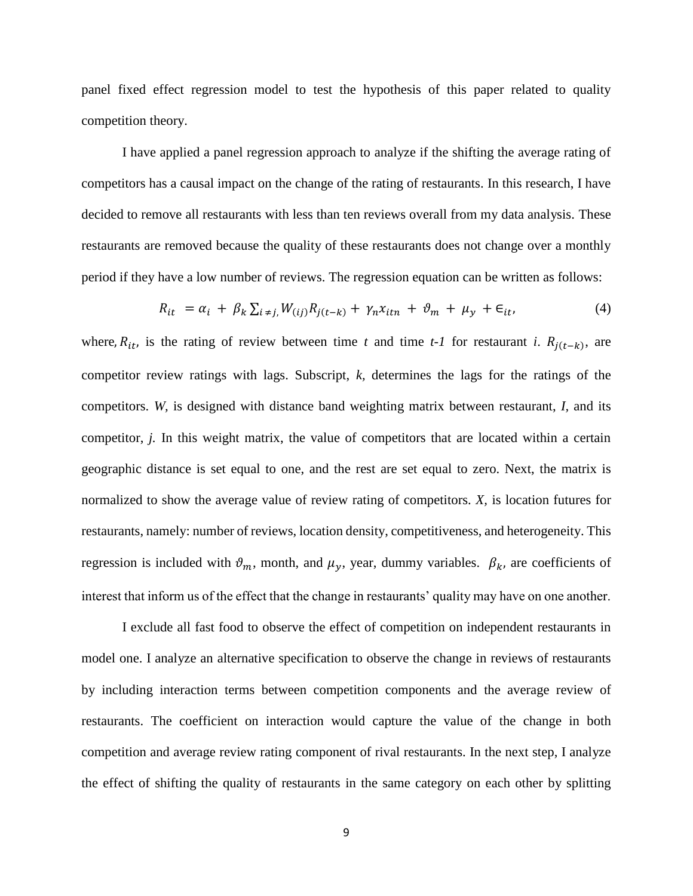panel fixed effect regression model to test the hypothesis of this paper related to quality competition theory.

I have applied a panel regression approach to analyze if the shifting the average rating of competitors has a causal impact on the change of the rating of restaurants. In this research, I have decided to remove all restaurants with less than ten reviews overall from my data analysis. These restaurants are removed because the quality of these restaurants does not change over a monthly period if they have a low number of reviews. The regression equation can be written as follows:

$$R_{it} = \alpha_i + \beta_k \sum_{i \neq j,} W_{(ij)} R_{j(t-k)} + \gamma_n x_{itn} + \vartheta_m + \mu_y + \epsilon_{it}, \quad (4)$$

where, $R_{it}$, is the rating of review between time *t* and time *t-1* for restaurant *i*. $R_{j(t-k)}$, are competitor review ratings with lags. Subscript, *k*, determines the lags for the ratings of the competitors. *W*, is designed with distance band weighting matrix between restaurant, *I*, and its competitor, *j*. In this weight matrix, the value of competitors that are located within a certain geographic distance is set equal to one, and the rest are set equal to zero. Next, the matrix is normalized to show the average value of review rating of competitors. *X*, is location futures for restaurants, namely: number of reviews, location density, competitiveness, and heterogeneity. This regression is included with $\vartheta_m$, month, and $\mu_y$, year, dummy variables. $\beta_k$, are coefficients of interest that inform us of the effect that the change in restaurants' quality may have on one another.

I exclude all fast food to observe the effect of competition on independent restaurants in model one. I analyze an alternative specification to observe the change in reviews of restaurants by including interaction terms between competition components and the average review of restaurants. The coefficient on interaction would capture the value of the change in both competition and average review rating component of rival restaurants. In the next step, I analyze the effect of shifting the quality of restaurants in the same category on each other by splitting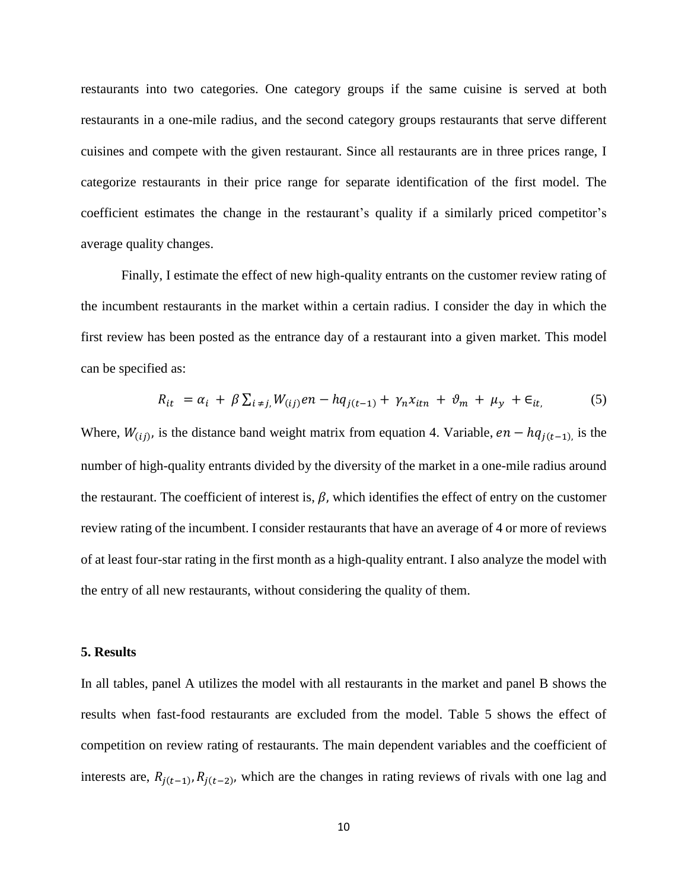restaurants into two categories. One category groups if the same cuisine is served at both restaurants in a one-mile radius, and the second category groups restaurants that serve different cuisines and compete with the given restaurant. Since all restaurants are in three prices range, I categorize restaurants in their price range for separate identification of the first model. The coefficient estimates the change in the restaurant's quality if a similarly priced competitor's average quality changes.

Finally, I estimate the effect of new high-quality entrants on the customer review rating of the incumbent restaurants in the market within a certain radius. I consider the day in which the first review has been posted as the entrance day of a restaurant into a given market. This model can be specified as:

$$R_{it} = \alpha_i + \beta \sum_{i \neq j,} W_{(ij)} en - hq_{j(t-1)} + \gamma_n x_{itn} + \vartheta_m + \mu_y + \epsilon_{it,} \tag{5}$$

Where, $W_{(ij)}$, is the distance band weight matrix from equation 4. Variable, $en - hq_{j(t-1),}$ is the number of high-quality entrants divided by the diversity of the market in a one-mile radius around the restaurant. The coefficient of interest is, $\beta$, which identifies the effect of entry on the customer review rating of the incumbent. I consider restaurants that have an average of 4 or more of reviews of at least four-star rating in the first month as a high-quality entrant. I also analyze the model with the entry of all new restaurants, without considering the quality of them.

## 5. Results

In all tables, panel A utilizes the model with all restaurants in the market and panel B shows the results when fast-food restaurants are excluded from the model. Table 5 shows the effect of competition on review rating of restaurants. The main dependent variables and the coefficient of interests are, $R_{j(t-1)}, R_{j(t-2)}$, which are the changes in rating reviews of rivals with one lag and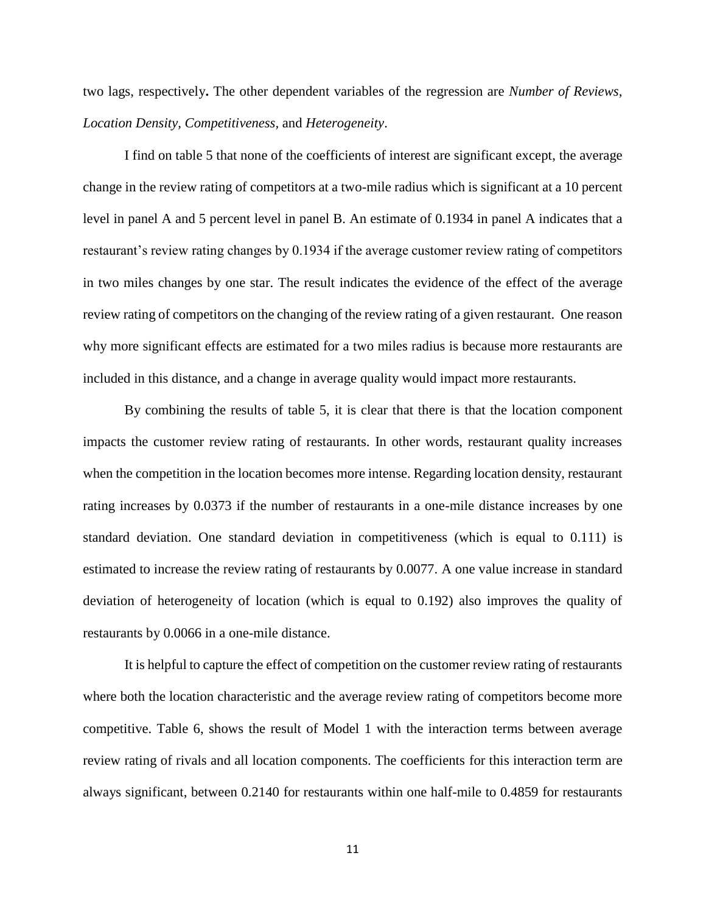two lags, respectively**.** The other dependent variables of the regression are *Number of Reviews, Location Density, Competitiveness,* and *Heterogeneity*.

I find on table 5 that none of the coefficients of interest are significant except, the average change in the review rating of competitors at a two-mile radius which is significant at a 10 percent level in panel A and 5 percent level in panel B. An estimate of 0.1934 in panel A indicates that a restaurant's review rating changes by 0.1934 if the average customer review rating of competitors in two miles changes by one star. The result indicates the evidence of the effect of the average review rating of competitors on the changing of the review rating of a given restaurant. One reason why more significant effects are estimated for a two miles radius is because more restaurants are included in this distance, and a change in average quality would impact more restaurants.

By combining the results of table 5, it is clear that there is that the location component impacts the customer review rating of restaurants. In other words, restaurant quality increases when the competition in the location becomes more intense. Regarding location density, restaurant rating increases by 0.0373 if the number of restaurants in a one-mile distance increases by one standard deviation. One standard deviation in competitiveness (which is equal to 0.111) is estimated to increase the review rating of restaurants by 0.0077. A one value increase in standard deviation of heterogeneity of location (which is equal to 0.192) also improves the quality of restaurants by 0.0066 in a one-mile distance.

It is helpful to capture the effect of competition on the customer review rating of restaurants where both the location characteristic and the average review rating of competitors become more competitive. Table 6, shows the result of Model 1 with the interaction terms between average review rating of rivals and all location components. The coefficients for this interaction term are always significant, between 0.2140 for restaurants within one half-mile to 0.4859 for restaurants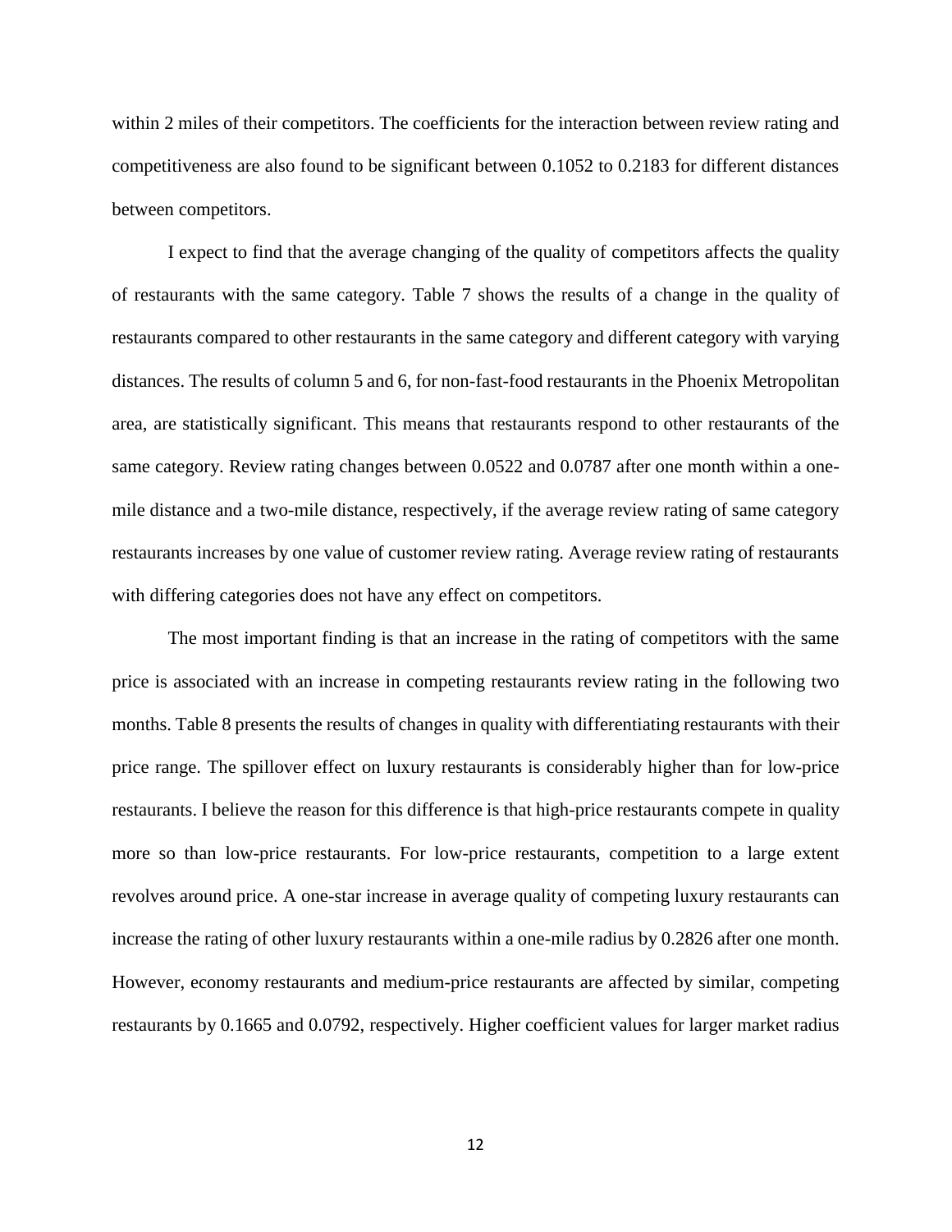within 2 miles of their competitors. The coefficients for the interaction between review rating and competitiveness are also found to be significant between 0.1052 to 0.2183 for different distances between competitors.

I expect to find that the average changing of the quality of competitors affects the quality of restaurants with the same category. Table 7 shows the results of a change in the quality of restaurants compared to other restaurants in the same category and different category with varying distances. The results of column 5 and 6, for non-fast-food restaurants in the Phoenix Metropolitan area, are statistically significant. This means that restaurants respond to other restaurants of the same category. Review rating changes between 0.0522 and 0.0787 after one month within a one-mile distance and a two-mile distance, respectively, if the average review rating of same category restaurants increases by one value of customer review rating. Average review rating of restaurants with differing categories does not have any effect on competitors.

The most important finding is that an increase in the rating of competitors with the same price is associated with an increase in competing restaurants review rating in the following two months. Table 8 presents the results of changes in quality with differentiating restaurants with their price range. The spillover effect on luxury restaurants is considerably higher than for low-price restaurants. I believe the reason for this difference is that high-price restaurants compete in quality more so than low-price restaurants. For low-price restaurants, competition to a large extent revolves around price. A one-star increase in average quality of competing luxury restaurants can increase the rating of other luxury restaurants within a one-mile radius by 0.2826 after one month. However, economy restaurants and medium-price restaurants are affected by similar, competing restaurants by 0.1665 and 0.0792, respectively. Higher coefficient values for larger market radius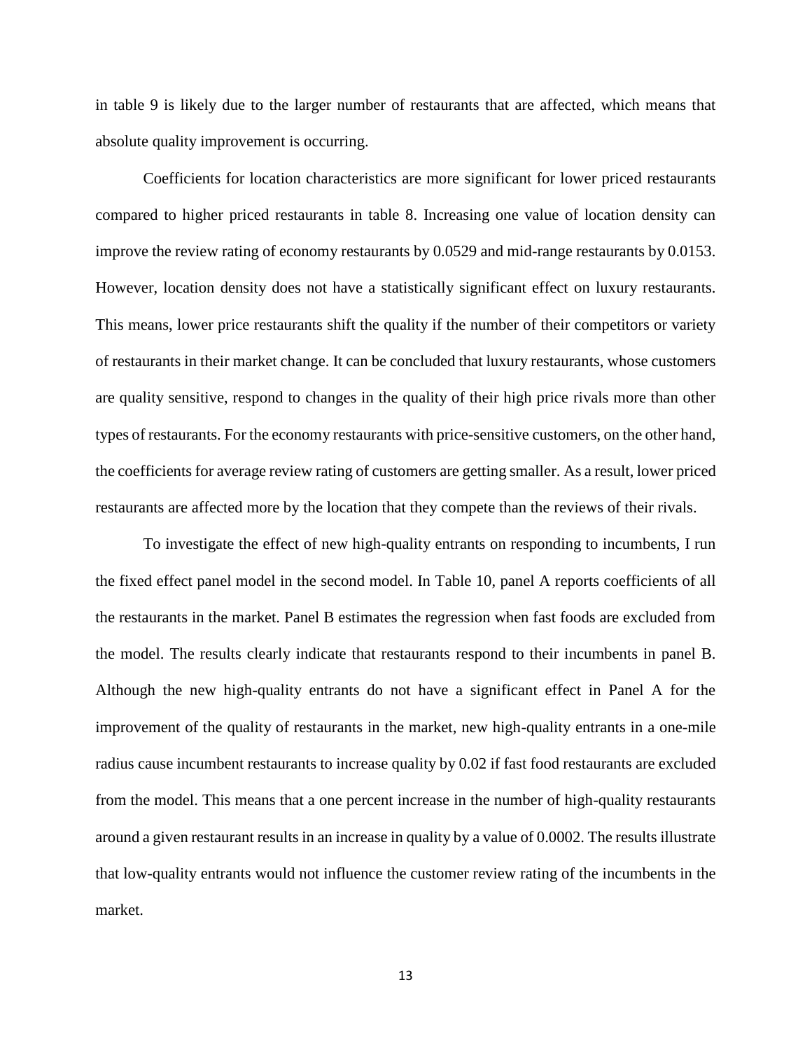in table 9 is likely due to the larger number of restaurants that are affected, which means that absolute quality improvement is occurring.

Coefficients for location characteristics are more significant for lower priced restaurants compared to higher priced restaurants in table 8. Increasing one value of location density can improve the review rating of economy restaurants by 0.0529 and mid-range restaurants by 0.0153. However, location density does not have a statistically significant effect on luxury restaurants. This means, lower price restaurants shift the quality if the number of their competitors or variety of restaurants in their market change. It can be concluded that luxury restaurants, whose customers are quality sensitive, respond to changes in the quality of their high price rivals more than other types of restaurants. For the economy restaurants with price-sensitive customers, on the other hand, the coefficients for average review rating of customers are getting smaller. As a result, lower priced restaurants are affected more by the location that they compete than the reviews of their rivals.

To investigate the effect of new high-quality entrants on responding to incumbents, I run the fixed effect panel model in the second model. In Table 10, panel A reports coefficients of all the restaurants in the market. Panel B estimates the regression when fast foods are excluded from the model. The results clearly indicate that restaurants respond to their incumbents in panel B. Although the new high-quality entrants do not have a significant effect in Panel A for the improvement of the quality of restaurants in the market, new high-quality entrants in a one-mile radius cause incumbent restaurants to increase quality by 0.02 if fast food restaurants are excluded from the model. This means that a one percent increase in the number of high-quality restaurants around a given restaurant results in an increase in quality by a value of 0.0002. The results illustrate that low-quality entrants would not influence the customer review rating of the incumbents in the market.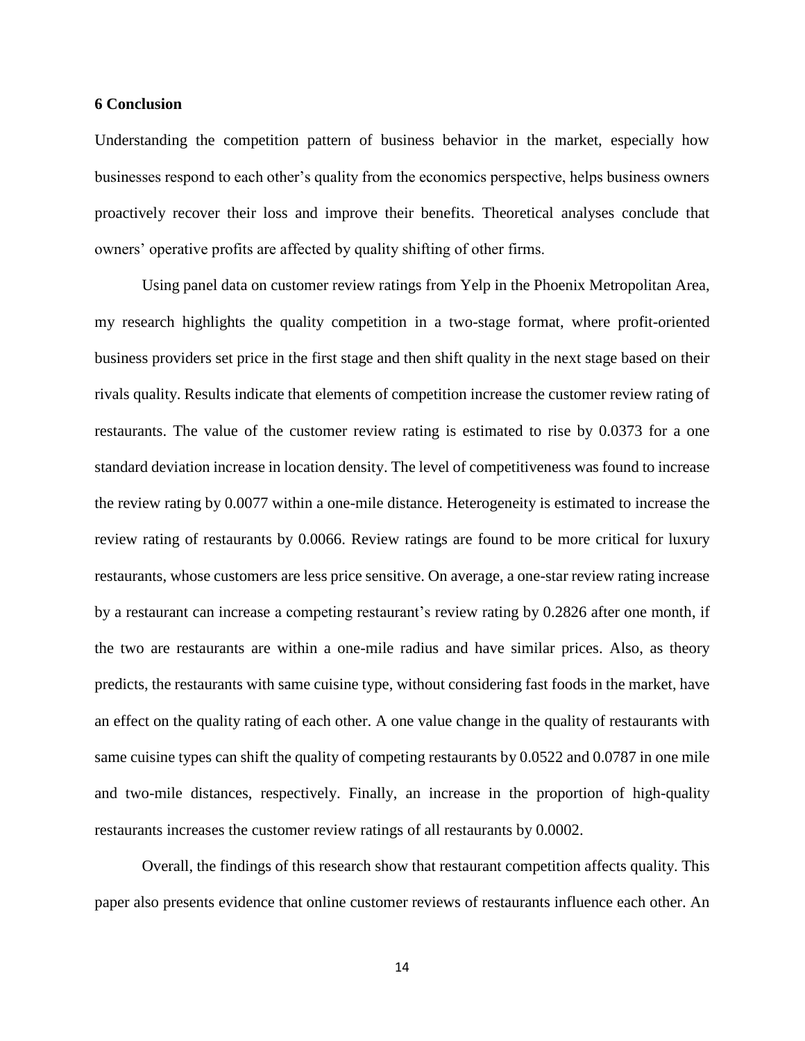## 6 Conclusion

Understanding the competition pattern of business behavior in the market, especially how businesses respond to each other's quality from the economics perspective, helps business owners proactively recover their loss and improve their benefits. Theoretical analyses conclude that owners' operative profits are affected by quality shifting of other firms.

Using panel data on customer review ratings from Yelp in the Phoenix Metropolitan Area, my research highlights the quality competition in a two-stage format, where profit-oriented business providers set price in the first stage and then shift quality in the next stage based on their rivals quality. Results indicate that elements of competition increase the customer review rating of restaurants. The value of the customer review rating is estimated to rise by 0.0373 for a one standard deviation increase in location density. The level of competitiveness was found to increase the review rating by 0.0077 within a one-mile distance. Heterogeneity is estimated to increase the review rating of restaurants by 0.0066. Review ratings are found to be more critical for luxury restaurants, whose customers are less price sensitive. On average, a one-star review rating increase by a restaurant can increase a competing restaurant's review rating by 0.2826 after one month, if the two are restaurants are within a one-mile radius and have similar prices. Also, as theory predicts, the restaurants with same cuisine type, without considering fast foods in the market, have an effect on the quality rating of each other. A one value change in the quality of restaurants with same cuisine types can shift the quality of competing restaurants by 0.0522 and 0.0787 in one mile and two-mile distances, respectively. Finally, an increase in the proportion of high-quality restaurants increases the customer review ratings of all restaurants by 0.0002.

Overall, the findings of this research show that restaurant competition affects quality. This paper also presents evidence that online customer reviews of restaurants influence each other. An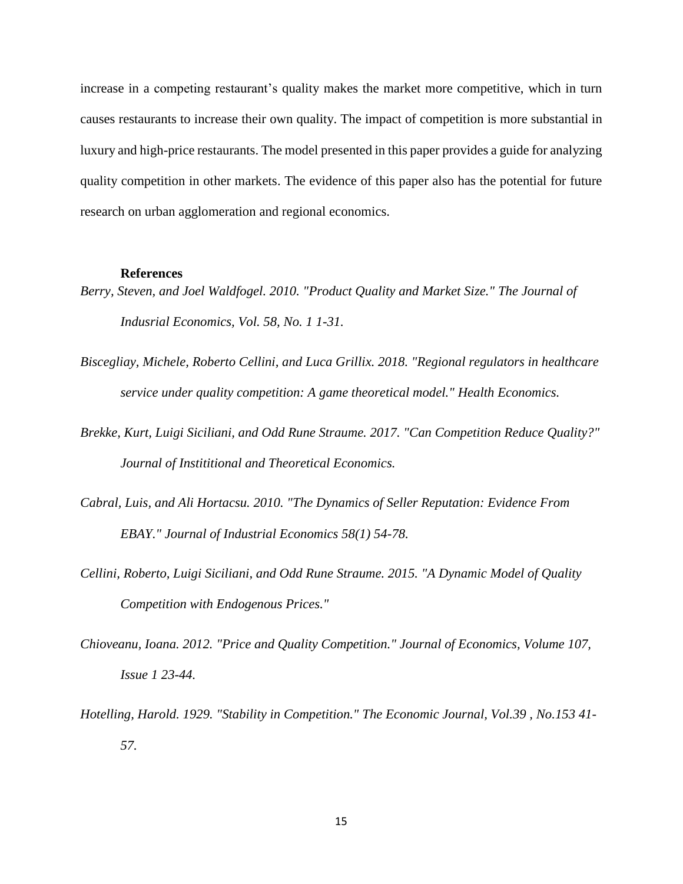increase in a competing restaurant's quality makes the market more competitive, which in turn causes restaurants to increase their own quality. The impact of competition is more substantial in luxury and high-price restaurants. The model presented in this paper provides a guide for analyzing quality competition in other markets. The evidence of this paper also has the potential for future research on urban agglomeration and regional economics.

**References**

*Berry, Steven, and Joel Waldfogel. 2010. "Product Quality and Market Size." The Journal of Indusrial Economics, Vol. 58, No. 1 1-31.*

*Biscegliay, Michele, Roberto Cellini, and Luca Grillix. 2018. "Regional regulators in healthcare service under quality competition: A game theoretical model." Health Economics.*

*Brekke, Kurt, Luigi Siciliani, and Odd Rune Straume. 2017. "Can Competition Reduce Quality?" Journal of Instititional and Theoretical Economics.*

*Cabral, Luis, and Ali Hortacsu. 2010. "The Dynamics of Seller Reputation: Evidence From EBAY." Journal of Industrial Economics 58(1) 54-78.*

*Cellini, Roberto, Luigi Siciliani, and Odd Rune Straume. 2015. "A Dynamic Model of Quality Competition with Endogenous Prices."*

*Chioveanu, Ioana. 2012. "Price and Quality Competition." Journal of Economics, Volume 107, Issue 1 23-44.*

*Hotelling, Harold. 1929. "Stability in Competition." The Economic Journal, Vol.39 , No.153 41-57.*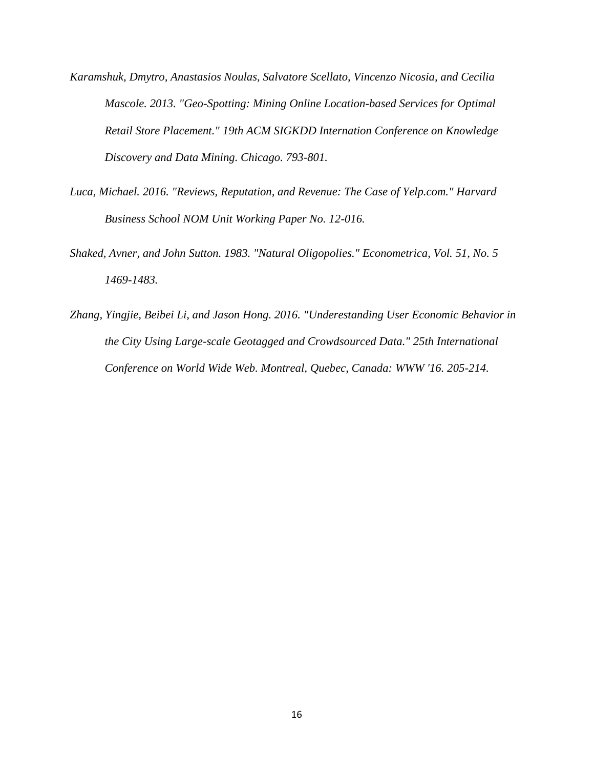*Karamshuk, Dmytro, Anastasios Noulas, Salvatore Scellato, Vincenzo Nicosia, and Cecilia Mascole. 2013. "Geo-Spotting: Mining Online Location-based Services for Optimal Retail Store Placement." 19th ACM SIGKDD Internation Conference on Knowledge Discovery and Data Mining. Chicago. 793-801.*

*Luca, Michael. 2016. "Reviews, Reputation, and Revenue: The Case of Yelp.com." Harvard Business School NOM Unit Working Paper No. 12-016.*

*Shaked, Avner, and John Sutton. 1983. "Natural Oligopolies." Econometrica, Vol. 51, No. 5 1469-1483.*

*Zhang, Yingjie, Beibei Li, and Jason Hong. 2016. "Underestanding User Economic Behavior in the City Using Large-scale Geotagged and Crowdsourced Data." 25th International Conference on World Wide Web. Montreal, Quebec, Canada: WWW '16. 205-214.*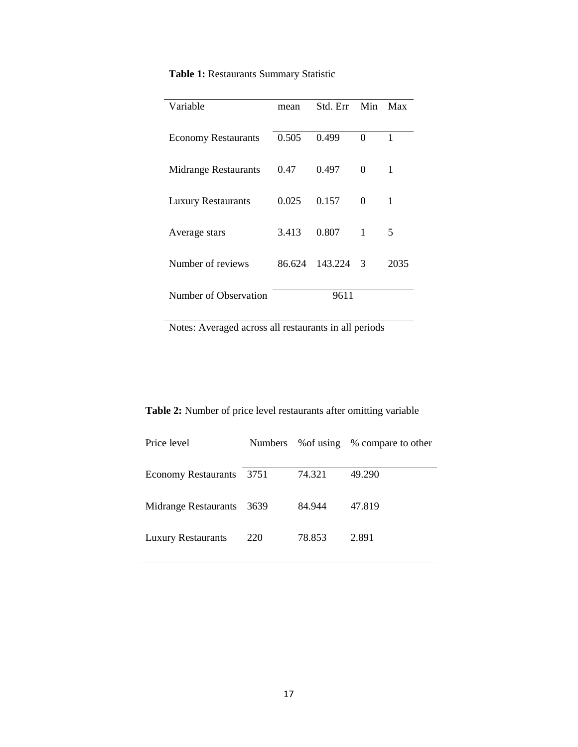**Table 1:** Restaurants Summary Statistic

| Variable | mean | Std. Err | Min | Max |
|---|---|---|---|---|
| Economy Restaurants | 0.505 | 0.499 | 0 | 1 |
| Midrange Restaurants | 0.47 | 0.497 | 0 | 1 |
| Luxury Restaurants | 0.025 | 0.157 | 0 | 1 |
| Average stars | 3.413 | 0.807 | 1 | 5 |
| Number of reviews | 86.624 | 143.224 | 3 | 2035 |
| Number of Observation | | 9611 | | |

Notes: Averaged across all restaurants in all periods

**Table 2:** Number of price level restaurants after omitting variable

| Price level | Numbers | %of using | % compare to other |
|---|---|---|---|
| Economy Restaurants | 3751 | 74.321 | 49.290 |
| Midrange Restaurants | 3639 | 84.944 | 47.819 |
| Luxury Restaurants | 220 | 78.853 | 2.891 |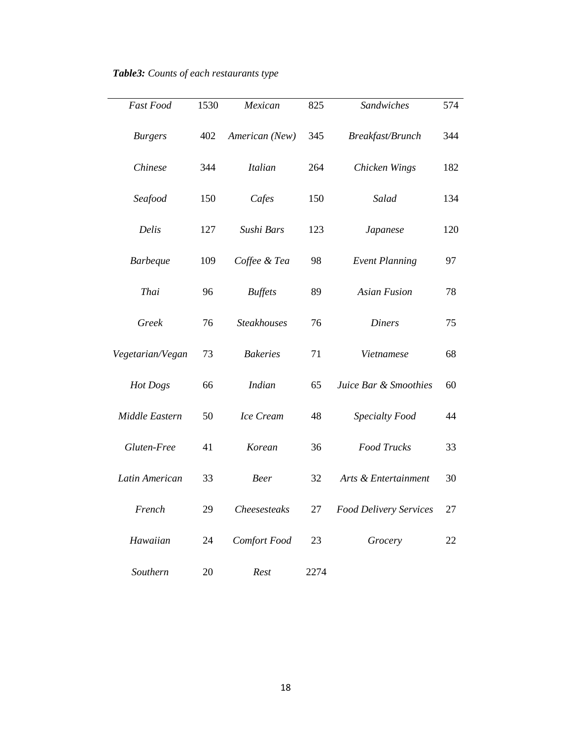***Table3:*** *Counts of each restaurants type*

| | | | | | |
|---|---|---|---|---|---|
| *Fast Food* | 1530 | *Mexican* | 825 | *Sandwiches* | 574 |
| *Burgers* | 402 | *American (New)* | 345 | *Breakfast/Brunch* | 344 |
| *Chinese* | 344 | *Italian* | 264 | *Chicken Wings* | 182 |
| *Seafood* | 150 | *Cafes* | 150 | *Salad* | 134 |
| *Delis* | 127 | *Sushi Bars* | 123 | *Japanese* | 120 |
| *Barbeque* | 109 | *Coffee & Tea* | 98 | *Event Planning* | 97 |
| *Thai* | 96 | *Buffets* | 89 | *Asian Fusion* | 78 |
| *Greek* | 76 | *Steakhouses* | 76 | *Diners* | 75 |
| *Vegetarian/Vegan* | 73 | *Bakeries* | 71 | *Vietnamese* | 68 |
| *Hot Dogs* | 66 | *Indian* | 65 | *Juice Bar & Smoothies* | 60 |
| *Middle Eastern* | 50 | *Ice Cream* | 48 | *Specialty Food* | 44 |
| *Gluten-Free* | 41 | *Korean* | 36 | *Food Trucks* | 33 |
| *Latin American* | 33 | *Beer* | 32 | *Arts & Entertainment* | 30 |
| *French* | 29 | *Cheesesteaks* | 27 | *Food Delivery Services* | 27 |
| *Hawaiian* | 24 | *Comfort Food* | 23 | *Grocery* | 22 |
| *Southern* | 20 | *Rest* | 2274 | | |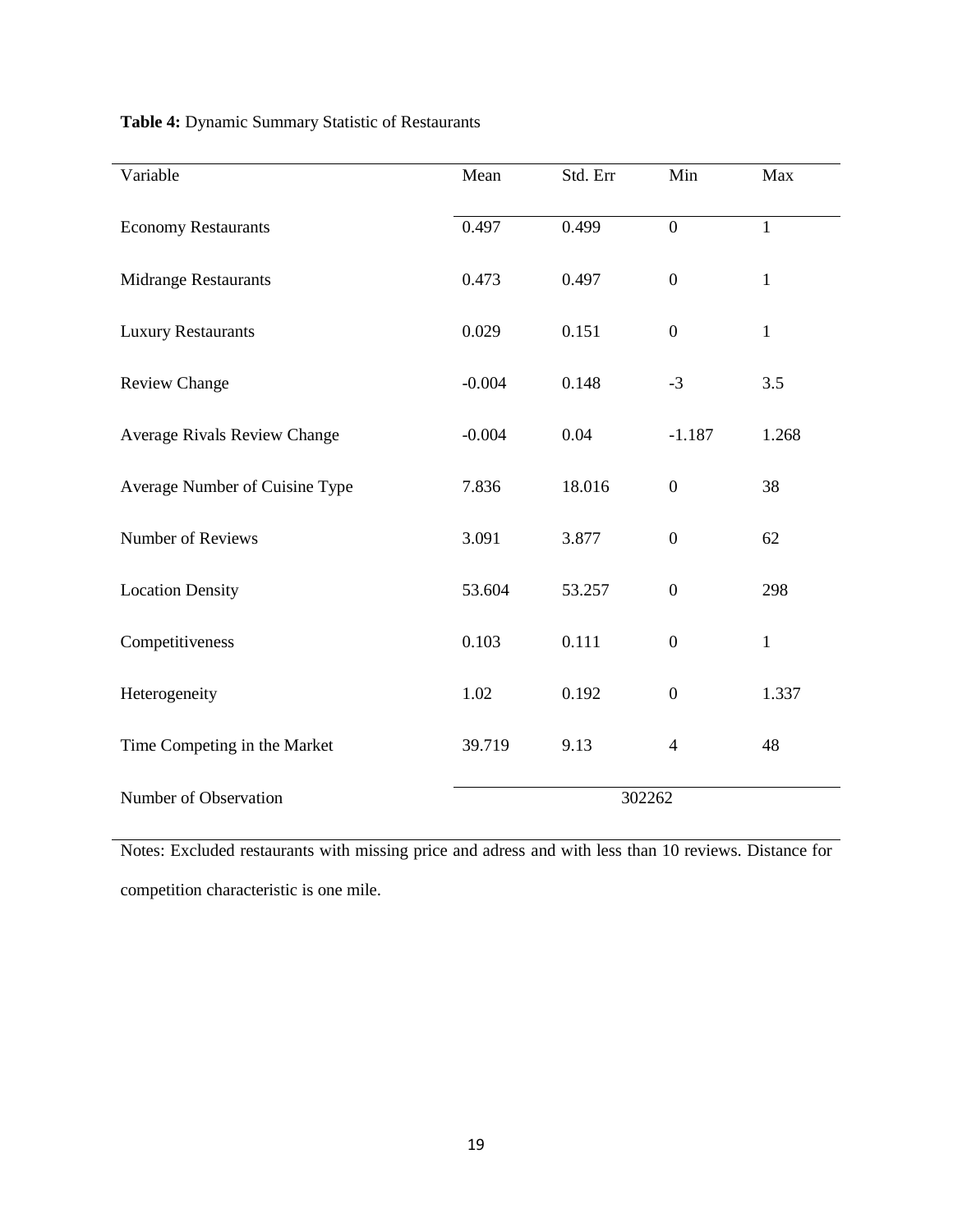**Table 4:** Dynamic Summary Statistic of Restaurants

| Variable | Mean | Std. Err | Min | Max |
| --- | --- | --- | --- | --- |
| Economy Restaurants | 0.497 | 0.499 | 0 | 1 |
| Midrange Restaurants | 0.473 | 0.497 | 0 | 1 |
| Luxury Restaurants | 0.029 | 0.151 | 0 | 1 |
| Review Change | -0.004 | 0.148 | -3 | 3.5 |
| Average Rivals Review Change | -0.004 | 0.04 | -1.187 | 1.268 |
| Average Number of Cuisine Type | 7.836 | 18.016 | 0 | 38 |
| Number of Reviews | 3.091 | 3.877 | 0 | 62 |
| Location Density | 53.604 | 53.257 | 0 | 298 |
| Competitiveness | 0.103 | 0.111 | 0 | 1 |
| Heterogeneity | 1.02 | 0.192 | 0 | 1.337 |
| Time Competing in the Market | 39.719 | 9.13 | 4 | 48 |
| Number of Observation | 302262 | | | |

Notes: Excluded restaurants with missing price and adress and with less than 10 reviews. Distance for competition characteristic is one mile.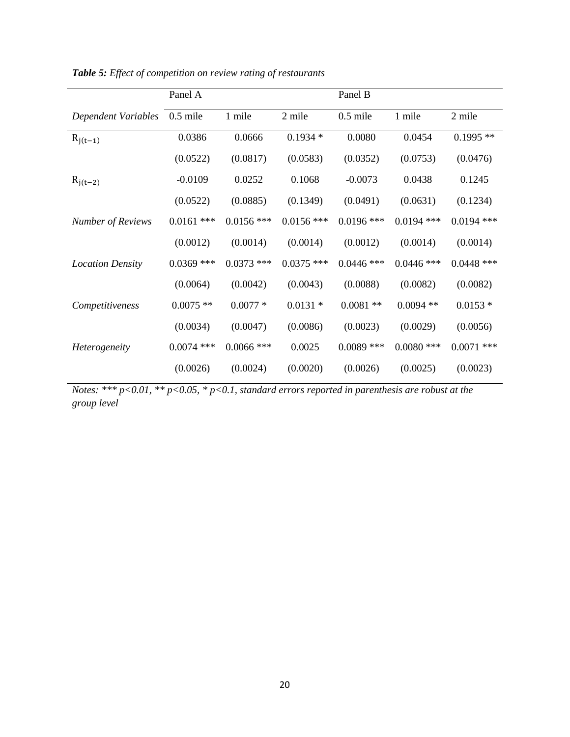***Table 5:*** *Effect of competition on review rating of restaurants*

| | Panel A | | | Panel B | | |
|---|---|---|---|---|---|---|
| *Dependent Variables* | 0.5 mile | 1 mile | 2 mile | 0.5 mile | 1 mile | 2 mile |
| $R_{j(t-1)}$ | 0.0386 | 0.0666 | 0.1934 * | 0.0080 | 0.0454 | 0.1995 ** |
| | (0.0522) | (0.0817) | (0.0583) | (0.0352) | (0.0753) | (0.0476) |
| $R_{j(t-2)}$ | -0.0109 | 0.0252 | 0.1068 | -0.0073 | 0.0438 | 0.1245 |
| | (0.0522) | (0.0885) | (0.1349) | (0.0491) | (0.0631) | (0.1234) |
| *Number of Reviews* | 0.0161 *** | 0.0156 *** | 0.0156 *** | 0.0196 *** | 0.0194 *** | 0.0194 *** |
| | (0.0012) | (0.0014) | (0.0014) | (0.0012) | (0.0014) | (0.0014) |
| *Location Density* | 0.0369 *** | 0.0373 *** | 0.0375 *** | 0.0446 *** | 0.0446 *** | 0.0448 *** |
| | (0.0064) | (0.0042) | (0.0043) | (0.0088) | (0.0082) | (0.0082) |
| *Competitiveness* | 0.0075 ** | 0.0077 * | 0.0131 * | 0.0081 ** | 0.0094 ** | 0.0153 * |
| | (0.0034) | (0.0047) | (0.0086) | (0.0023) | (0.0029) | (0.0056) |
| *Heterogeneity* | 0.0074 *** | 0.0066 *** | 0.0025 | 0.0089 *** | 0.0080 *** | 0.0071 *** |
| | (0.0026) | (0.0024) | (0.0020) | (0.0026) | (0.0025) | (0.0023) |

*Notes: *** p<0.01, ** p<0.05, * p<0.1, standard errors reported in parenthesis are robust at the group level*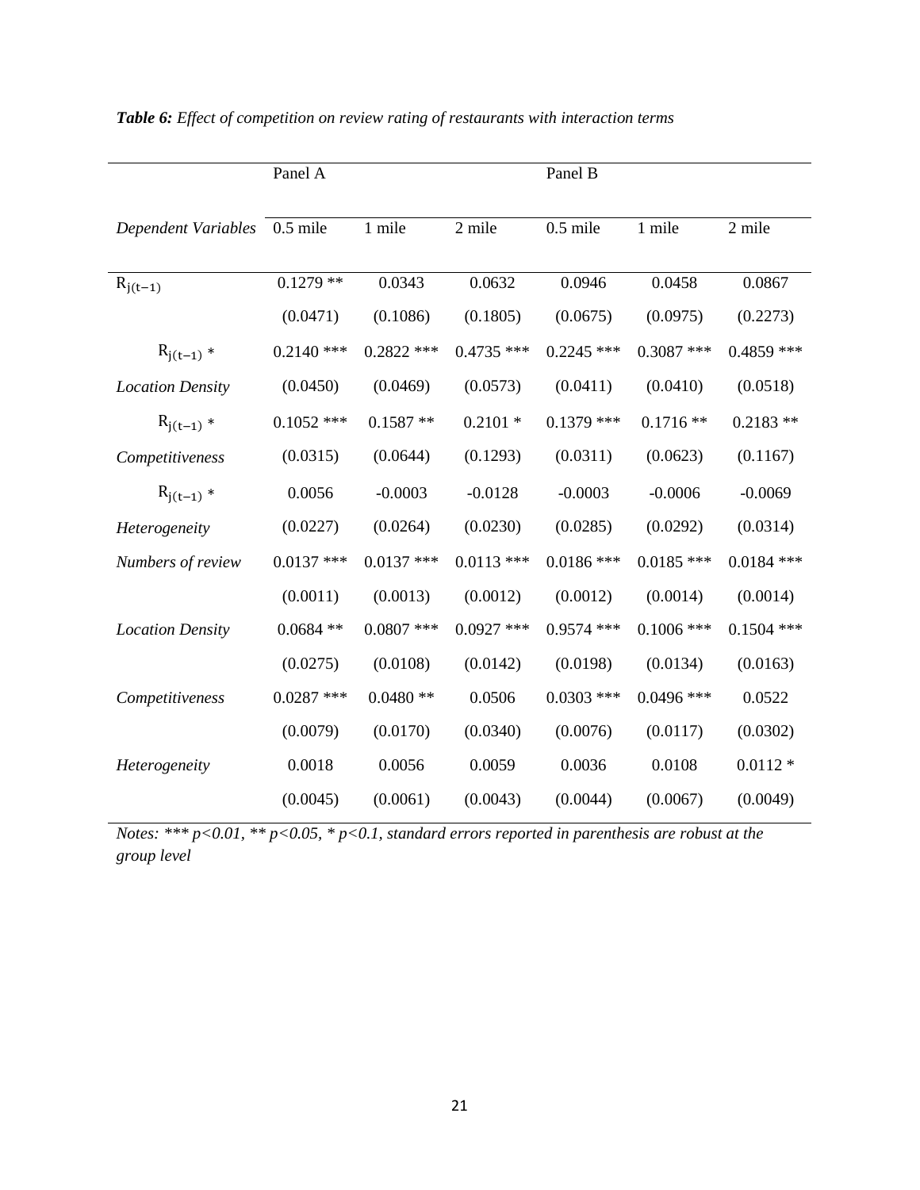***Table 6:** Effect of competition on review rating of restaurants with interaction terms*

| | Panel A | | | Panel B | | |
|---|---|---|---|---|---|---|
| *Dependent Variables* | 0.5 mile | 1 mile | 2 mile | 0.5 mile | 1 mile | 2 mile |
| $R_{j(t-1)}$ | 0.1279 ** | 0.0343 | 0.0632 | 0.0946 | 0.0458 | 0.0867 |
| | (0.0471) | (0.1086) | (0.1805) | (0.0675) | (0.0975) | (0.2273) |
| $R_{j(t-1)}$ * *Location Density* | 0.2140 *** | 0.2822 *** | 0.4735 *** | 0.2245 *** | 0.3087 *** | 0.4859 *** |
| | (0.0450) | (0.0469) | (0.0573) | (0.0411) | (0.0410) | (0.0518) |
| $R_{j(t-1)}$ * *Competitiveness* | 0.1052 *** | 0.1587 ** | 0.2101 * | 0.1379 *** | 0.1716 ** | 0.2183 ** |
| | (0.0315) | (0.0644) | (0.1293) | (0.0311) | (0.0623) | (0.1167) |
| $R_{j(t-1)}$ * *Heterogeneity* | 0.0056 | -0.0003 | -0.0128 | -0.0003 | -0.0006 | -0.0069 |
| | (0.0227) | (0.0264) | (0.0230) | (0.0285) | (0.0292) | (0.0314) |
| *Numbers of review* | 0.0137 *** | 0.0137 *** | 0.0113 *** | 0.0186 *** | 0.0185 *** | 0.0184 *** |
| | (0.0011) | (0.0013) | (0.0012) | (0.0012) | (0.0014) | (0.0014) |
| *Location Density* | 0.0684 ** | 0.0807 *** | 0.0927 *** | 0.9574 *** | 0.1006 *** | 0.1504 *** |
| | (0.0275) | (0.0108) | (0.0142) | (0.0198) | (0.0134) | (0.0163) |
| *Competitiveness* | 0.0287 *** | 0.0480 ** | 0.0506 | 0.0303 *** | 0.0496 *** | 0.0522 |
| | (0.0079) | (0.0170) | (0.0340) | (0.0076) | (0.0117) | (0.0302) |
| *Heterogeneity* | 0.0018 | 0.0056 | 0.0059 | 0.0036 | 0.0108 | 0.0112 * |
| | (0.0045) | (0.0061) | (0.0043) | (0.0044) | (0.0067) | (0.0049) |

*Notes: *** p<0.01, ** p<0.05, * p<0.1, standard errors reported in parenthesis are robust at the group level*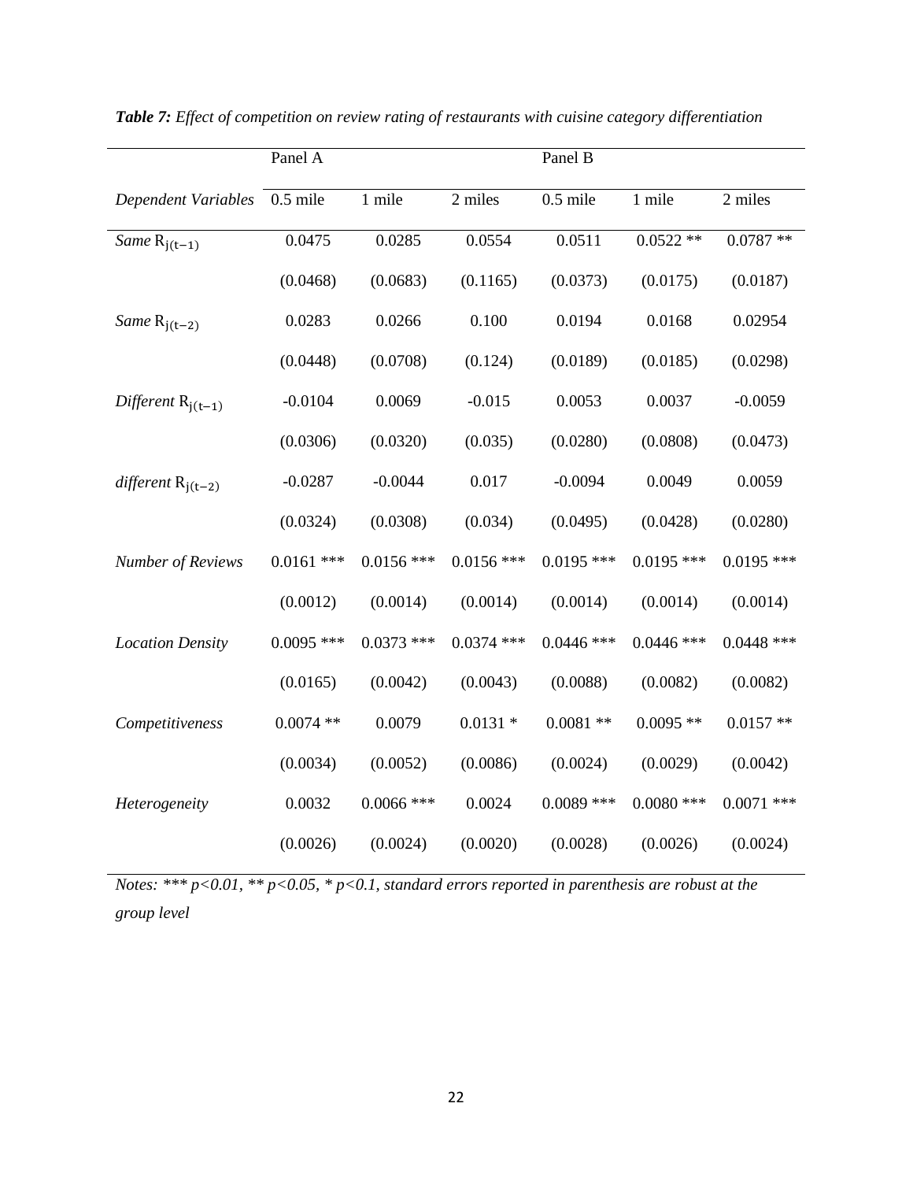***Table 7:*** *Effect of competition on review rating of restaurants with cuisine category differentiation*

| | Panel A | | | Panel B | | |
|---|---|---|---|---|---|---|
| *Dependent Variables* | 0.5 mile | 1 mile | 2 miles | 0.5 mile | 1 mile | 2 miles |
| *Same* $R_{j(t-1)}$ | 0.0475 | 0.0285 | 0.0554 | 0.0511 | 0.0522 ** | 0.0787 ** |
| | (0.0468) | (0.0683) | (0.1165) | (0.0373) | (0.0175) | (0.0187) |
| *Same* $R_{j(t-2)}$ | 0.0283 | 0.0266 | 0.100 | 0.0194 | 0.0168 | 0.02954 |
| | (0.0448) | (0.0708) | (0.124) | (0.0189) | (0.0185) | (0.0298) |
| *Different* $R_{j(t-1)}$ | -0.0104 | 0.0069 | -0.015 | 0.0053 | 0.0037 | -0.0059 |
| | (0.0306) | (0.0320) | (0.035) | (0.0280) | (0.0808) | (0.0473) |
| *different* $R_{j(t-2)}$ | -0.0287 | -0.0044 | 0.017 | -0.0094 | 0.0049 | 0.0059 |
| | (0.0324) | (0.0308) | (0.034) | (0.0495) | (0.0428) | (0.0280) |
| *Number of Reviews* | 0.0161 *** | 0.0156 *** | 0.0156 *** | 0.0195 *** | 0.0195 *** | 0.0195 *** |
| | (0.0012) | (0.0014) | (0.0014) | (0.0014) | (0.0014) | (0.0014) |
| *Location Density* | 0.0095 *** | 0.0373 *** | 0.0374 *** | 0.0446 *** | 0.0446 *** | 0.0448 *** |
| | (0.0165) | (0.0042) | (0.0043) | (0.0088) | (0.0082) | (0.0082) |
| *Competitiveness* | 0.0074 ** | 0.0079 | 0.0131 * | 0.0081 ** | 0.0095 ** | 0.0157 ** |
| | (0.0034) | (0.0052) | (0.0086) | (0.0024) | (0.0029) | (0.0042) |
| *Heterogeneity* | 0.0032 | 0.0066 *** | 0.0024 | 0.0089 *** | 0.0080 *** | 0.0071 *** |
| | (0.0026) | (0.0024) | (0.0020) | (0.0028) | (0.0026) | (0.0024) |

*Notes: *** p<0.01, ** p<0.05, * p<0.1, standard errors reported in parenthesis are robust at the group level*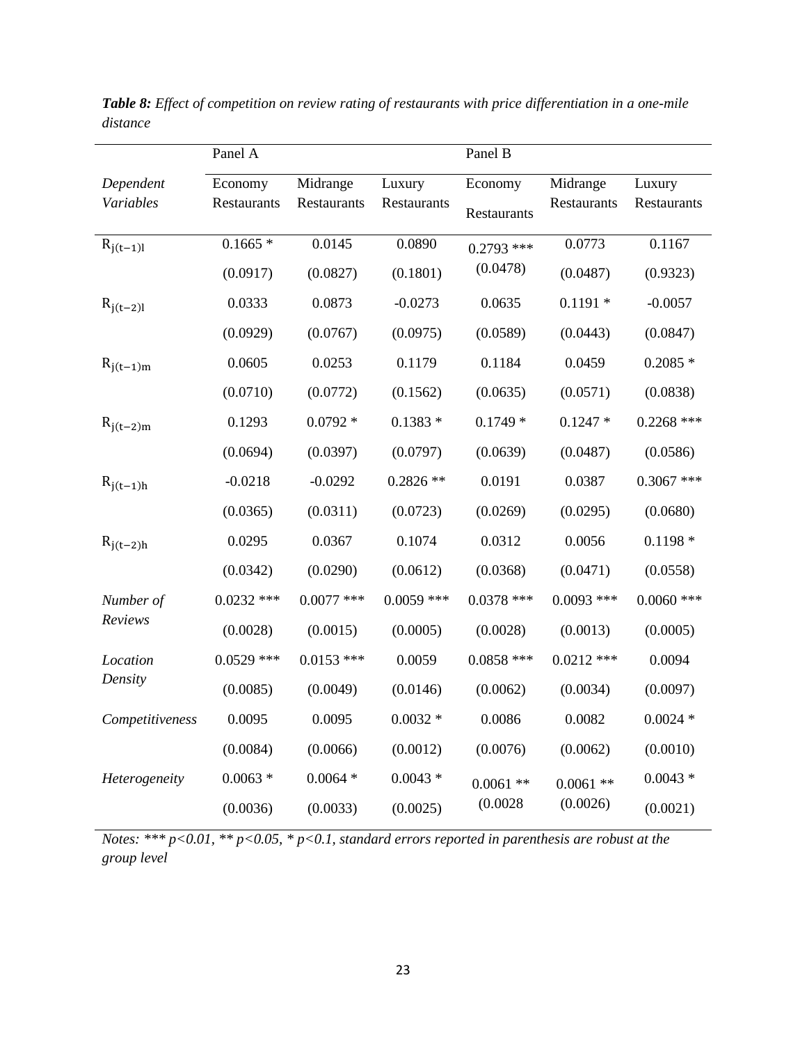***Table 8:*** *Effect of competition on review rating of restaurants with price differentiation in a one-mile distance*

| | Panel A | | | Panel B | | |
|---|---|---|---|---|---|---|
| *Dependent Variables* | Economy Restaurants | Midrange Restaurants | Luxury Restaurants | Economy Restaurants | Midrange Restaurants | Luxury Restaurants |
| $R_{j(t-1)l}$ | 0.1665 * | 0.0145 | 0.0890 | 0.2793 *** | 0.0773 | 0.1167 |
| | (0.0917) | (0.0827) | (0.1801) | (0.0478) | (0.0487) | (0.9323) |
| $R_{j(t-2)l}$ | 0.0333 | 0.0873 | -0.0273 | 0.0635 | 0.1191 * | -0.0057 |
| | (0.0929) | (0.0767) | (0.0975) | (0.0589) | (0.0443) | (0.0847) |
| $R_{j(t-1)m}$ | 0.0605 | 0.0253 | 0.1179 | 0.1184 | 0.0459 | 0.2085 * |
| | (0.0710) | (0.0772) | (0.1562) | (0.0635) | (0.0571) | (0.0838) |
| $R_{j(t-2)m}$ | 0.1293 | 0.0792 * | 0.1383 * | 0.1749 * | 0.1247 * | 0.2268 *** |
| | (0.0694) | (0.0397) | (0.0797) | (0.0639) | (0.0487) | (0.0586) |
| $R_{j(t-1)h}$ | -0.0218 | -0.0292 | 0.2826 ** | 0.0191 | 0.0387 | 0.3067 *** |
| | (0.0365) | (0.0311) | (0.0723) | (0.0269) | (0.0295) | (0.0680) |
| $R_{j(t-2)h}$ | 0.0295 | 0.0367 | 0.1074 | 0.0312 | 0.0056 | 0.1198 * |
| | (0.0342) | (0.0290) | (0.0612) | (0.0368) | (0.0471) | (0.0558) |
| *Number of Reviews* | 0.0232 *** | 0.0077 *** | 0.0059 *** | 0.0378 *** | 0.0093 *** | 0.0060 *** |
| | (0.0028) | (0.0015) | (0.0005) | (0.0028) | (0.0013) | (0.0005) |
| *Location Density* | 0.0529 *** | 0.0153 *** | 0.0059 | 0.0858 *** | 0.0212 *** | 0.0094 |
| | (0.0085) | (0.0049) | (0.0146) | (0.0062) | (0.0034) | (0.0097) |
| *Competitiveness* | 0.0095 | 0.0095 | 0.0032 * | 0.0086 | 0.0082 | 0.0024 * |
| | (0.0084) | (0.0066) | (0.0012) | (0.0076) | (0.0062) | (0.0010) |
| *Heterogeneity* | 0.0063 * | 0.0064 * | 0.0043 * | 0.0061 ** | 0.0061 ** | 0.0043 * |
| | (0.0036) | (0.0033) | (0.0025) | (0.0028 | (0.0026) | (0.0021) |

*Notes: *** p<0.01, ** p<0.05, * p<0.1, standard errors reported in parenthesis are robust at the group level*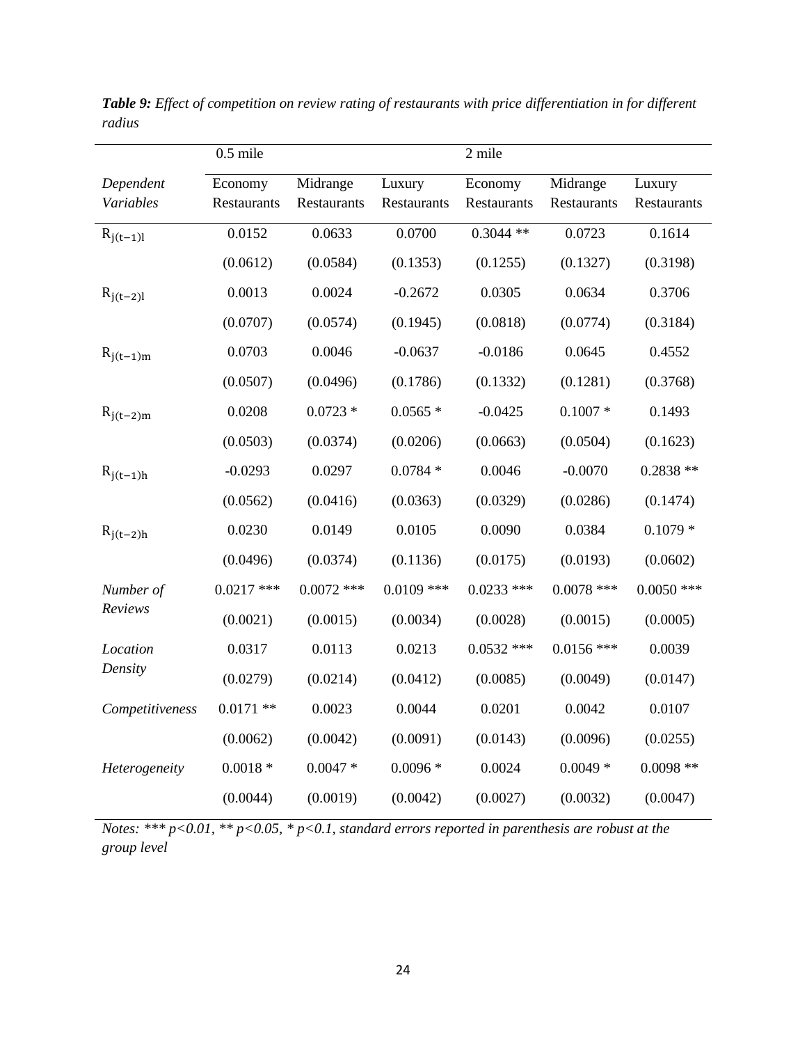***Table 9:*** *Effect of competition on review rating of restaurants with price differentiation in for different radius*

| | 0.5 mile | | | 2 mile | | |
|---|---|---|---|---|---|---|
| *Dependent Variables* | Economy Restaurants | Midrange Restaurants | Luxury Restaurants | Economy Restaurants | Midrange Restaurants | Luxury Restaurants |
| $R_{j(t-1)l}$ | 0.0152 | 0.0633 | 0.0700 | 0.3044 ** | 0.0723 | 0.1614 |
| | (0.0612) | (0.0584) | (0.1353) | (0.1255) | (0.1327) | (0.3198) |
| $R_{j(t-2)l}$ | 0.0013 | 0.0024 | -0.2672 | 0.0305 | 0.0634 | 0.3706 |
| | (0.0707) | (0.0574) | (0.1945) | (0.0818) | (0.0774) | (0.3184) |
| $R_{j(t-1)m}$ | 0.0703 | 0.0046 | -0.0637 | -0.0186 | 0.0645 | 0.4552 |
| | (0.0507) | (0.0496) | (0.1786) | (0.1332) | (0.1281) | (0.3768) |
| $R_{j(t-2)m}$ | 0.0208 | 0.0723 * | 0.0565 * | -0.0425 | 0.1007 * | 0.1493 |
| | (0.0503) | (0.0374) | (0.0206) | (0.0663) | (0.0504) | (0.1623) |
| $R_{j(t-1)h}$ | -0.0293 | 0.0297 | 0.0784 * | 0.0046 | -0.0070 | 0.2838 ** |
| | (0.0562) | (0.0416) | (0.0363) | (0.0329) | (0.0286) | (0.1474) |
| $R_{j(t-2)h}$ | 0.0230 | 0.0149 | 0.0105 | 0.0090 | 0.0384 | 0.1079 * |
| | (0.0496) | (0.0374) | (0.1136) | (0.0175) | (0.0193) | (0.0602) |
| *Number of Reviews* | 0.0217 *** | 0.0072 *** | 0.0109 *** | 0.0233 *** | 0.0078 *** | 0.0050 *** |
| | (0.0021) | (0.0015) | (0.0034) | (0.0028) | (0.0015) | (0.0005) |
| *Location Density* | 0.0317 | 0.0113 | 0.0213 | 0.0532 *** | 0.0156 *** | 0.0039 |
| | (0.0279) | (0.0214) | (0.0412) | (0.0085) | (0.0049) | (0.0147) |
| *Competitiveness* | 0.0171 ** | 0.0023 | 0.0044 | 0.0201 | 0.0042 | 0.0107 |
| | (0.0062) | (0.0042) | (0.0091) | (0.0143) | (0.0096) | (0.0255) |
| *Heterogeneity* | 0.0018 * | 0.0047 * | 0.0096 * | 0.0024 | 0.0049 * | 0.0098 ** |
| | (0.0044) | (0.0019) | (0.0042) | (0.0027) | (0.0032) | (0.0047) |

*Notes: *** p<0.01, ** p<0.05, * p<0.1, standard errors reported in parenthesis are robust at the group level*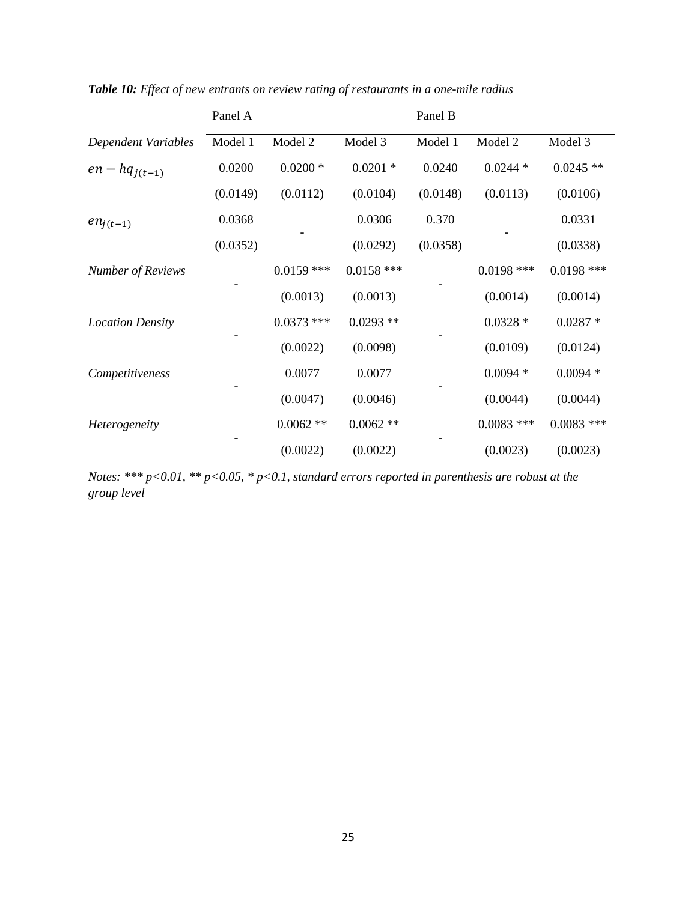***Table 10:*** *Effect of new entrants on review rating of restaurants in a one-mile radius*

| | Panel A | | | Panel B | | |
|---|---|---|---|---|---|---|
| *Dependent Variables* | Model 1 | Model 2 | Model 3 | Model 1 | Model 2 | Model 3 |
| $en - hq_{j(t-1)}$ | 0.0200 | 0.0200 * | 0.0201 * | 0.0240 | 0.0244 * | 0.0245 ** |
| | (0.0149) | (0.0112) | (0.0104) | (0.0148) | (0.0113) | (0.0106) |
| $en_{j(t-1)}$ | 0.0368 | - | 0.0306 | 0.370 | - | 0.0331 |
| | (0.0352) | | (0.0292) | (0.0358) | | (0.0338) |
| *Number of Reviews* | - | 0.0159 *** | 0.0158 *** | - | 0.0198 *** | 0.0198 *** |
| | | (0.0013) | (0.0013) | | (0.0014) | (0.0014) |
| *Location Density* | - | 0.0373 *** | 0.0293 ** | - | 0.0328 * | 0.0287 * |
| | | (0.0022) | (0.0098) | | (0.0109) | (0.0124) |
| *Competitiveness* | - | 0.0077 | 0.0077 | - | 0.0094 * | 0.0094 * |
| | | (0.0047) | (0.0046) | | (0.0044) | (0.0044) |
| *Heterogeneity* | - | 0.0062 ** | 0.0062 ** | - | 0.0083 *** | 0.0083 *** |
| | | (0.0022) | (0.0022) | | (0.0023) | (0.0023) |

*Notes: *** p<0.01, ** p<0.05, * p<0.1, standard errors reported in parenthesis are robust at the group level*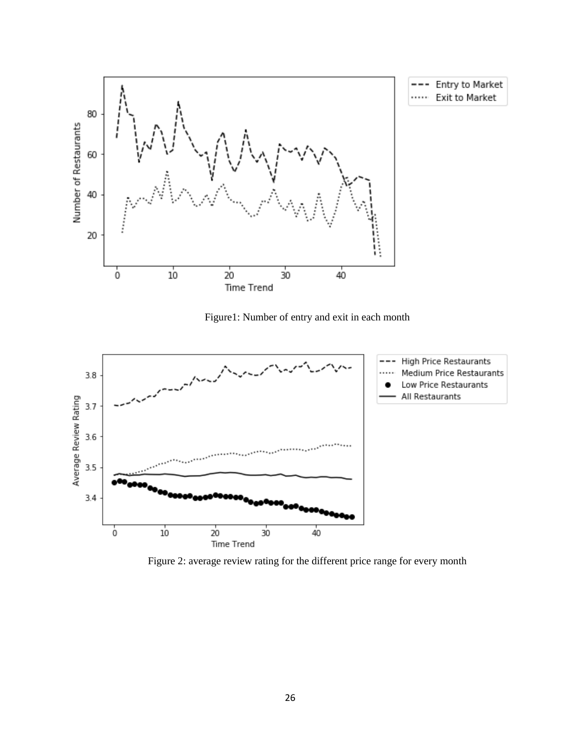Figure1: Number of entry and exit in each month

Figure 2: average review rating for the different price range for every month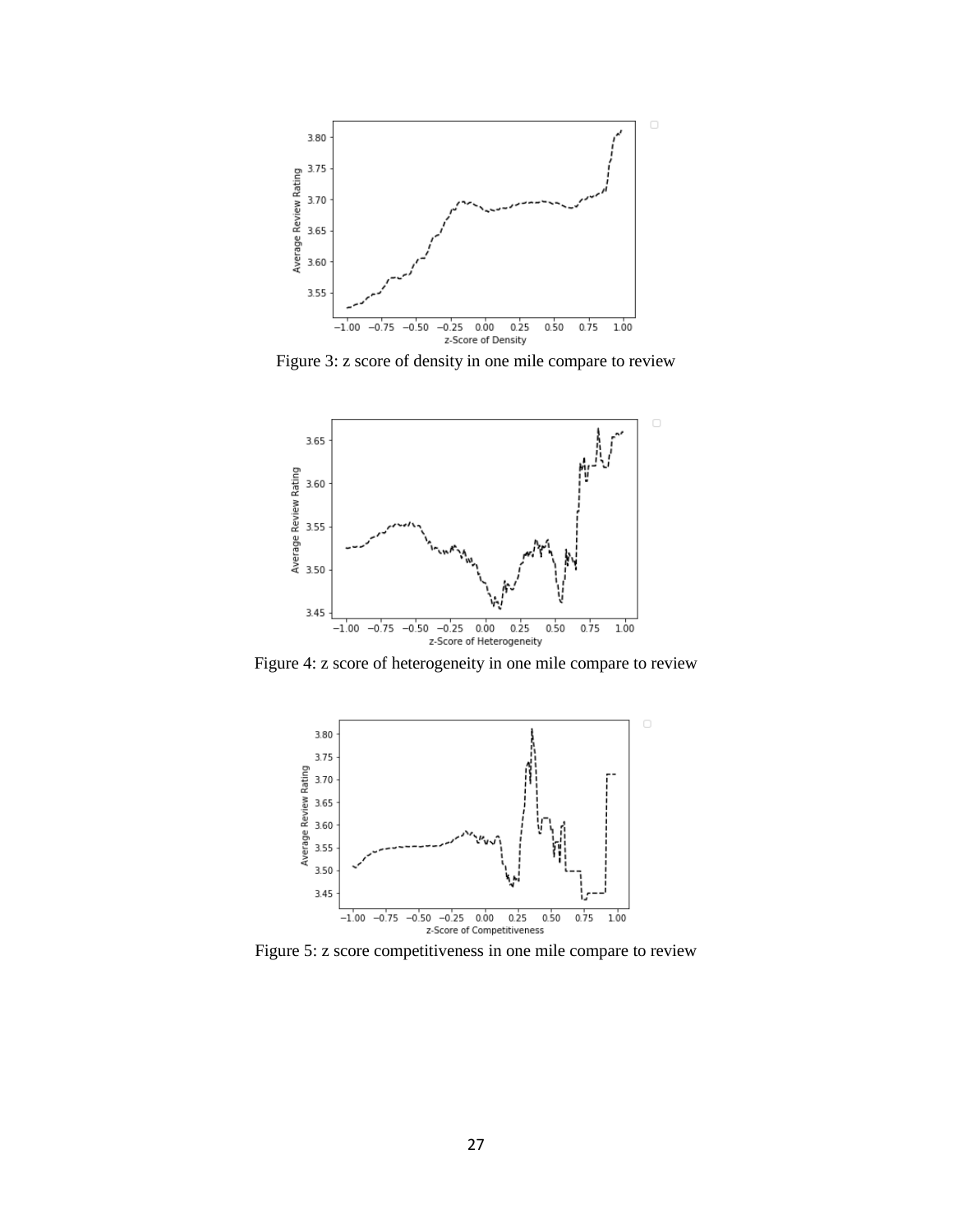3.80
3.75
3.70
3.65
3.60
3.55

Average Review Rating

−1.00 −0.75 −0.50 −0.25 0.00 0.25 0.50 0.75 1.00

z-Score of Density

Figure 3: z score of density in one mile compare to review

3.65
3.60
3.55
3.50
3.45

Average Review Rating

−1.00 −0.75 −0.50 −0.25 0.00 0.25 0.50 0.75 1.00

z-Score of Heterogeneity

Figure 4: z score of heterogeneity in one mile compare to review

3.80
3.75
3.70
3.65
3.60
3.55
3.50
3.45

Average Review Rating

−1.00 −0.75 −0.50 −0.25 0.00 0.25 0.50 0.75 1.00

z-Score of Competitiveness

Figure 5: z score competitiveness in one mile compare to review